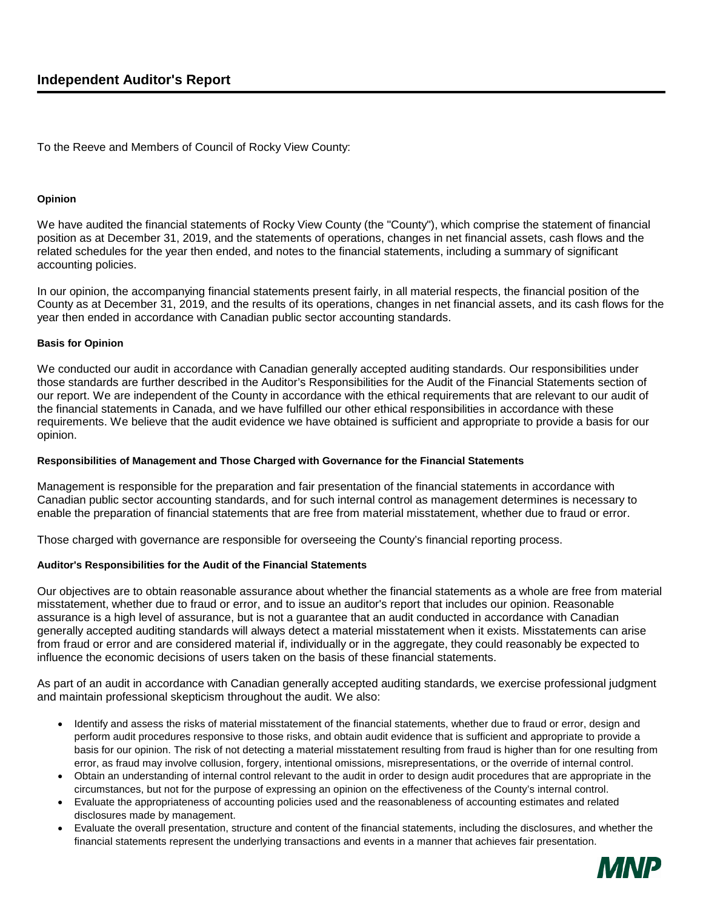# Independent Auditor's Report

To the Reeve and Members of Council of Rocky View County:

**Opinion**

We have audited the financial statements of Rocky View County (the "County"), which comprise the statement of financial position as at December 31, 2019, and the statements of operations, changes in net financial assets, cash flows and the related schedules for the year then ended, and notes to the financial statements, including a summary of significant accounting policies.

In our opinion, the accompanying financial statements present fairly, in all material respects, the financial position of the County as at December 31, 2019, and the results of its operations, changes in net financial assets, and its cash flows for the year then ended in accordance with Canadian public sector accounting standards.

**Basis for Opinion**

We conducted our audit in accordance with Canadian generally accepted auditing standards. Our responsibilities under those standards are further described in the Auditor's Responsibilities for the Audit of the Financial Statements section of our report. We are independent of the County in accordance with the ethical requirements that are relevant to our audit of the financial statements in Canada, and we have fulfilled our other ethical responsibilities in accordance with these requirements. We believe that the audit evidence we have obtained is sufficient and appropriate to provide a basis for our opinion.

**Responsibilities of Management and Those Charged with Governance for the Financial Statements**

Management is responsible for the preparation and fair presentation of the financial statements in accordance with Canadian public sector accounting standards, and for such internal control as management determines is necessary to enable the preparation of financial statements that are free from material misstatement, whether due to fraud or error.

Those charged with governance are responsible for overseeing the County's financial reporting process.

**Auditor's Responsibilities for the Audit of the Financial Statements**

Our objectives are to obtain reasonable assurance about whether the financial statements as a whole are free from material misstatement, whether due to fraud or error, and to issue an auditor's report that includes our opinion. Reasonable assurance is a high level of assurance, but is not a guarantee that an audit conducted in accordance with Canadian generally accepted auditing standards will always detect a material misstatement when it exists. Misstatements can arise from fraud or error and are considered material if, individually or in the aggregate, they could reasonably be expected to influence the economic decisions of users taken on the basis of these financial statements.

As part of an audit in accordance with Canadian generally accepted auditing standards, we exercise professional judgment and maintain professional skepticism throughout the audit. We also:

- Identify and assess the risks of material misstatement of the financial statements, whether due to fraud or error, design and perform audit procedures responsive to those risks, and obtain audit evidence that is sufficient and appropriate to provide a basis for our opinion. The risk of not detecting a material misstatement resulting from fraud is higher than for one resulting from error, as fraud may involve collusion, forgery, intentional omissions, misrepresentations, or the override of internal control.
- Obtain an understanding of internal control relevant to the audit in order to design audit procedures that are appropriate in the circumstances, but not for the purpose of expressing an opinion on the effectiveness of the County's internal control.
- Evaluate the appropriateness of accounting policies used and the reasonableness of accounting estimates and related disclosures made by management.
- Evaluate the overall presentation, structure and content of the financial statements, including the disclosures, and whether the financial statements represent the underlying transactions and events in a manner that achieves fair presentation.

MNP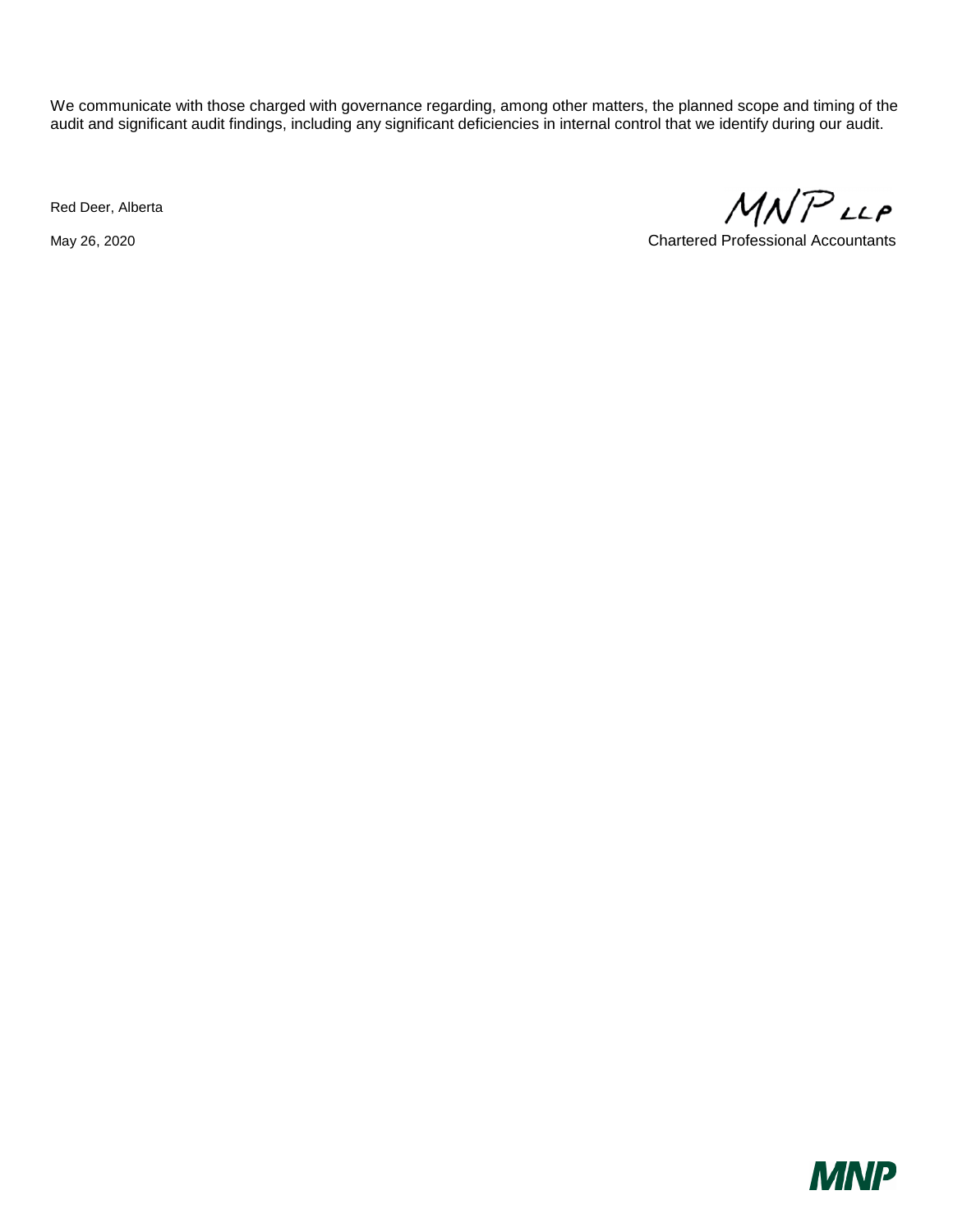We communicate with those charged with governance regarding, among other matters, the planned scope and timing of the audit and significant audit findings, including any significant deficiencies in internal control that we identify during our audit.

Red Deer, Alberta

May 26, 2020

MNP LLP

Chartered Professional Accountants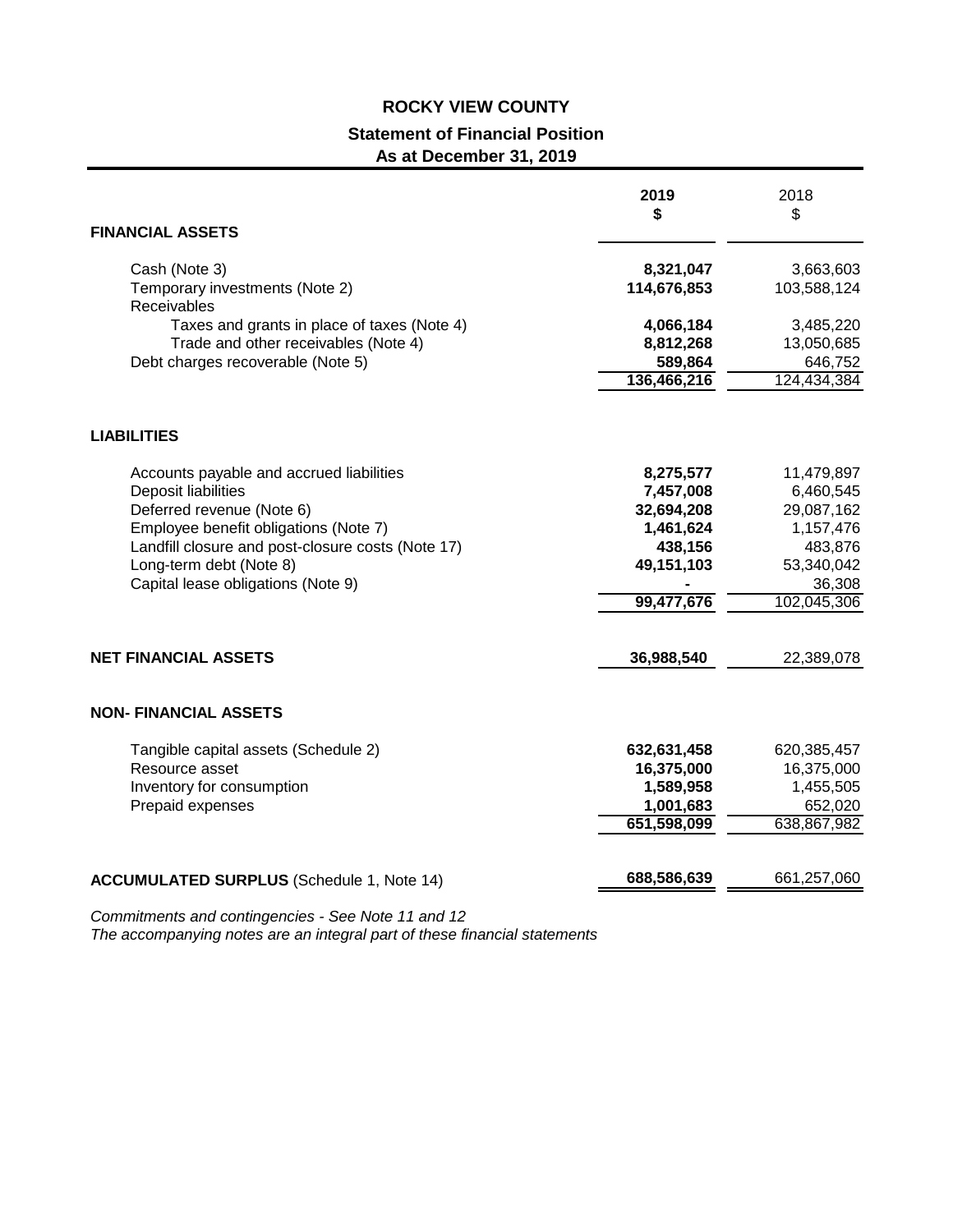# ROCKY VIEW COUNTY

## Statement of Financial Position

### As at December 31, 2019

| | 2019 $ | 2018 $ |
|---|---|---|
| **FINANCIAL ASSETS** | | |
| Cash (Note 3) | **8,321,047** | 3,663,603 |
| Temporary investments (Note 2) | **114,676,853** | 103,588,124 |
| Receivables | | |
| Taxes and grants in place of taxes (Note 4) | **4,066,184** | 3,485,220 |
| Trade and other receivables (Note 4) | **8,812,268** | 13,050,685 |
| Debt charges recoverable (Note 5) | **589,864** | 646,752 |
| | **136,466,216** | 124,434,384 |
| **LIABILITIES** | | |
| Accounts payable and accrued liabilities | **8,275,577** | 11,479,897 |
| Deposit liabilities | **7,457,008** | 6,460,545 |
| Deferred revenue (Note 6) | **32,694,208** | 29,087,162 |
| Employee benefit obligations (Note 7) | **1,461,624** | 1,157,476 |
| Landfill closure and post-closure costs (Note 17) | **438,156** | 483,876 |
| Long-term debt (Note 8) | **49,151,103** | 53,340,042 |
| Capital lease obligations (Note 9) | **-** | 36,308 |
| | **99,477,676** | 102,045,306 |
| **NET FINANCIAL ASSETS** | **36,988,540** | 22,389,078 |
| **NON- FINANCIAL ASSETS** | | |
| Tangible capital assets (Schedule 2) | **632,631,458** | 620,385,457 |
| Resource asset | **16,375,000** | 16,375,000 |
| Inventory for consumption | **1,589,958** | 1,455,505 |
| Prepaid expenses | **1,001,683** | 652,020 |
| | **651,598,099** | 638,867,982 |
| **ACCUMULATED SURPLUS** (Schedule 1, Note 14) | **688,586,639** | 661,257,060 |

*Commitments and contingencies - See Note 11 and 12*
*The accompanying notes are an integral part of these financial statements*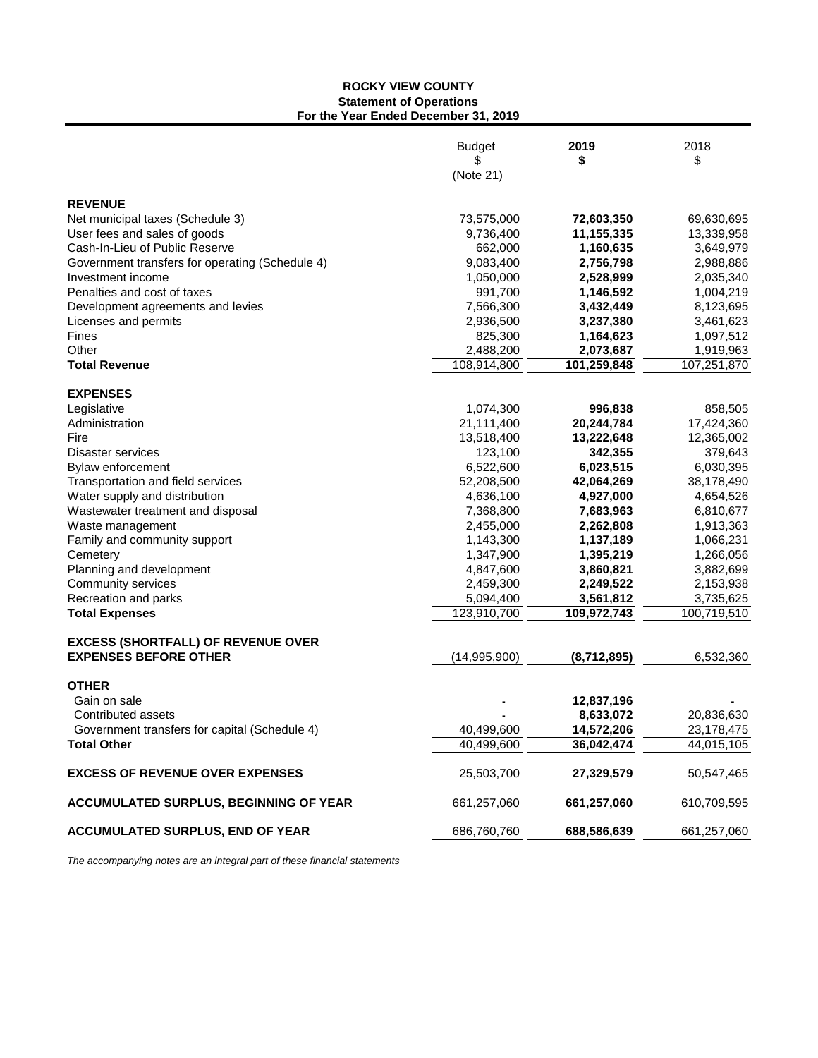# ROCKY VIEW COUNTY

## Statement of Operations

### For the Year Ended December 31, 2019

| | Budget $ (Note 21) | **2019 $** | 2018 $ |
|---|---|---|---|
| **REVENUE** | | | |
| Net municipal taxes (Schedule 3) | 73,575,000 | **72,603,350** | 69,630,695 |
| User fees and sales of goods | 9,736,400 | **11,155,335** | 13,339,958 |
| Cash-In-Lieu of Public Reserve | 662,000 | **1,160,635** | 3,649,979 |
| Government transfers for operating (Schedule 4) | 9,083,400 | **2,756,798** | 2,988,886 |
| Investment income | 1,050,000 | **2,528,999** | 2,035,340 |
| Penalties and cost of taxes | 991,700 | **1,146,592** | 1,004,219 |
| Development agreements and levies | 7,566,300 | **3,432,449** | 8,123,695 |
| Licenses and permits | 2,936,500 | **3,237,380** | 3,461,623 |
| Fines | 825,300 | **1,164,623** | 1,097,512 |
| Other | 2,488,200 | **2,073,687** | 1,919,963 |
| **Total Revenue** | 108,914,800 | **101,259,848** | 107,251,870 |
| **EXPENSES** | | | |
| Legislative | 1,074,300 | **996,838** | 858,505 |
| Administration | 21,111,400 | **20,244,784** | 17,424,360 |
| Fire | 13,518,400 | **13,222,648** | 12,365,002 |
| Disaster services | 123,100 | **342,355** | 379,643 |
| Bylaw enforcement | 6,522,600 | **6,023,515** | 6,030,395 |
| Transportation and field services | 52,208,500 | **42,064,269** | 38,178,490 |
| Water supply and distribution | 4,636,100 | **4,927,000** | 4,654,526 |
| Wastewater treatment and disposal | 7,368,800 | **7,683,963** | 6,810,677 |
| Waste management | 2,455,000 | **2,262,808** | 1,913,363 |
| Family and community support | 1,143,300 | **1,137,189** | 1,066,231 |
| Cemetery | 1,347,900 | **1,395,219** | 1,266,056 |
| Planning and development | 4,847,600 | **3,860,821** | 3,882,699 |
| Community services | 2,459,300 | **2,249,522** | 2,153,938 |
| Recreation and parks | 5,094,400 | **3,561,812** | 3,735,625 |
| **Total Expenses** | 123,910,700 | **109,972,743** | 100,719,510 |
| **EXCESS (SHORTFALL) OF REVENUE OVER EXPENSES BEFORE OTHER** | (14,995,900) | **(8,712,895)** | 6,532,360 |
| **OTHER** | | | |
| Gain on sale | - | **12,837,196** | - |
| Contributed assets | - | **8,633,072** | 20,836,630 |
| Government transfers for capital (Schedule 4) | 40,499,600 | **14,572,206** | 23,178,475 |
| **Total Other** | 40,499,600 | **36,042,474** | 44,015,105 |
| **EXCESS OF REVENUE OVER EXPENSES** | 25,503,700 | **27,329,579** | 50,547,465 |
| **ACCUMULATED SURPLUS, BEGINNING OF YEAR** | 661,257,060 | **661,257,060** | 610,709,595 |
| **ACCUMULATED SURPLUS, END OF YEAR** | 686,760,760 | **688,586,639** | 661,257,060 |

*The accompanying notes are an integral part of these financial statements*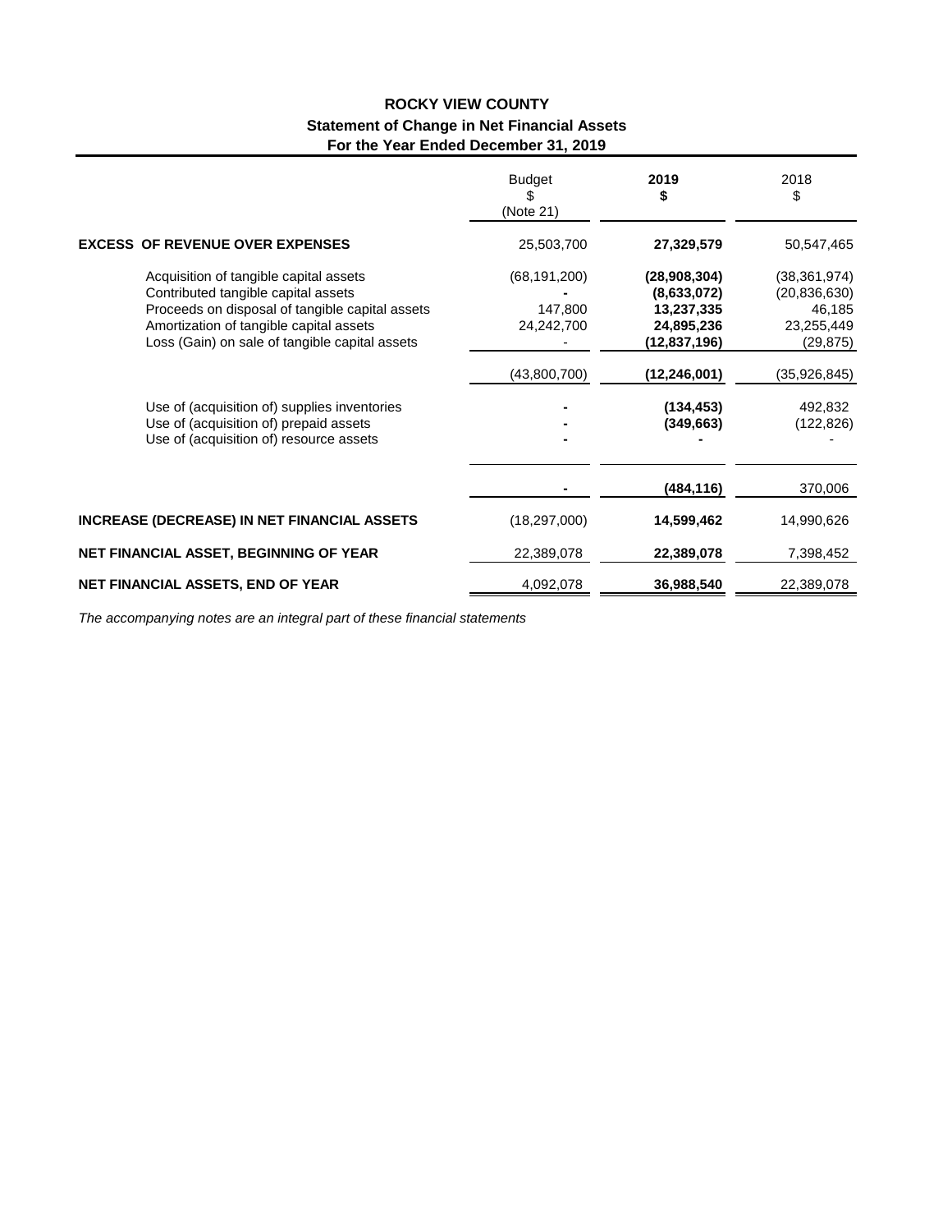# ROCKY VIEW COUNTY

## Statement of Change in Net Financial Assets

### For the Year Ended December 31, 2019

| | Budget<br>$<br>(Note 21) | **2019**<br>**$** | 2018<br>$ |
|---|---|---|---|
| **EXCESS OF REVENUE OVER EXPENSES** | 25,503,700 | **27,329,579** | 50,547,465 |
| Acquisition of tangible capital assets | (68,191,200) | **(28,908,304)** | (38,361,974) |
| Contributed tangible capital assets | - | **(8,633,072)** | (20,836,630) |
| Proceeds on disposal of tangible capital assets | 147,800 | **13,237,335** | 46,185 |
| Amortization of tangible capital assets | 24,242,700 | **24,895,236** | 23,255,449 |
| Loss (Gain) on sale of tangible capital assets | - | **(12,837,196)** | (29,875) |
| | (43,800,700) | **(12,246,001)** | (35,926,845) |
| Use of (acquisition of) supplies inventories | - | **(134,453)** | 492,832 |
| Use of (acquisition of) prepaid assets | - | **(349,663)** | (122,826) |
| Use of (acquisition of) resource assets | - | **-** | - |
| | - | **(484,116)** | 370,006 |
| **INCREASE (DECREASE) IN NET FINANCIAL ASSETS** | (18,297,000) | **14,599,462** | 14,990,626 |
| **NET FINANCIAL ASSET, BEGINNING OF YEAR** | 22,389,078 | **22,389,078** | 7,398,452 |
| **NET FINANCIAL ASSETS, END OF YEAR** | 4,092,078 | **36,988,540** | 22,389,078 |

*The accompanying notes are an integral part of these financial statements*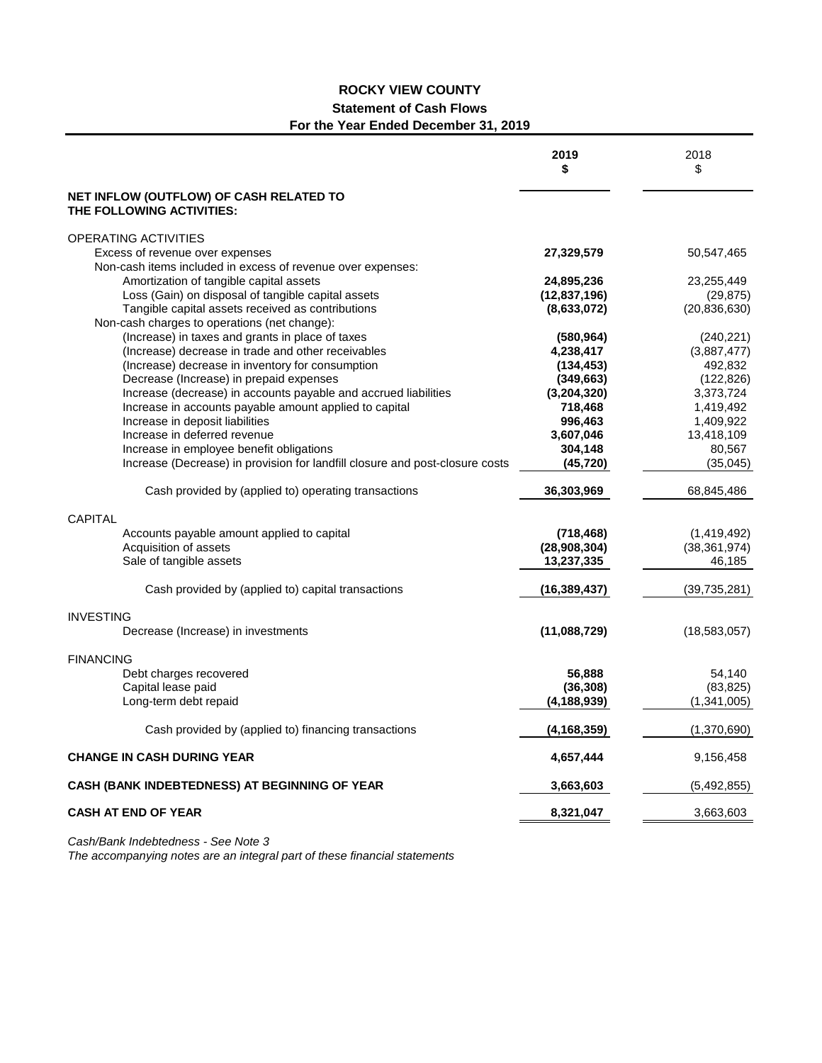# ROCKY VIEW COUNTY

## Statement of Cash Flows

### For the Year Ended December 31, 2019

| | 2019<br>$ | 2018<br>$ |
|---|---|---|
| **NET INFLOW (OUTFLOW) OF CASH RELATED TO THE FOLLOWING ACTIVITIES:** | | |
| OPERATING ACTIVITIES | | |
| Excess of revenue over expenses | **27,329,579** | 50,547,465 |
| Non-cash items included in excess of revenue over expenses: | | |
| Amortization of tangible capital assets | **24,895,236** | 23,255,449 |
| Loss (Gain) on disposal of tangible capital assets | **(12,837,196)** | (29,875) |
| Tangible capital assets received as contributions | **(8,633,072)** | (20,836,630) |
| Non-cash charges to operations (net change): | | |
| (Increase) in taxes and grants in place of taxes | **(580,964)** | (240,221) |
| (Increase) decrease in trade and other receivables | **4,238,417** | (3,887,477) |
| (Increase) decrease in inventory for consumption | **(134,453)** | 492,832 |
| Decrease (Increase) in prepaid expenses | **(349,663)** | (122,826) |
| Increase (decrease) in accounts payable and accrued liabilities | **(3,204,320)** | 3,373,724 |
| Increase in accounts payable amount applied to capital | **718,468** | 1,419,492 |
| Increase in deposit liabilities | **996,463** | 1,409,922 |
| Increase in deferred revenue | **3,607,046** | 13,418,109 |
| Increase in employee benefit obligations | **304,148** | 80,567 |
| Increase (Decrease) in provision for landfill closure and post-closure costs | **(45,720)** | (35,045) |
| Cash provided by (applied to) operating transactions | **36,303,969** | 68,845,486 |
| CAPITAL | | |
| Accounts payable amount applied to capital | **(718,468)** | (1,419,492) |
| Acquisition of assets | **(28,908,304)** | (38,361,974) |
| Sale of tangible assets | **13,237,335** | 46,185 |
| Cash provided by (applied to) capital transactions | **(16,389,437)** | (39,735,281) |
| INVESTING | | |
| Decrease (Increase) in investments | **(11,088,729)** | (18,583,057) |
| FINANCING | | |
| Debt charges recovered | **56,888** | 54,140 |
| Capital lease paid | **(36,308)** | (83,825) |
| Long-term debt repaid | **(4,188,939)** | (1,341,005) |
| Cash provided by (applied to) financing transactions | **(4,168,359)** | (1,370,690) |
| **CHANGE IN CASH DURING YEAR** | **4,657,444** | 9,156,458 |
| **CASH (BANK INDEBTEDNESS) AT BEGINNING OF YEAR** | **3,663,603** | (5,492,855) |
| **CASH AT END OF YEAR** | **8,321,047** | 3,663,603 |

*Cash/Bank Indebtedness - See Note 3*

*The accompanying notes are an integral part of these financial statements*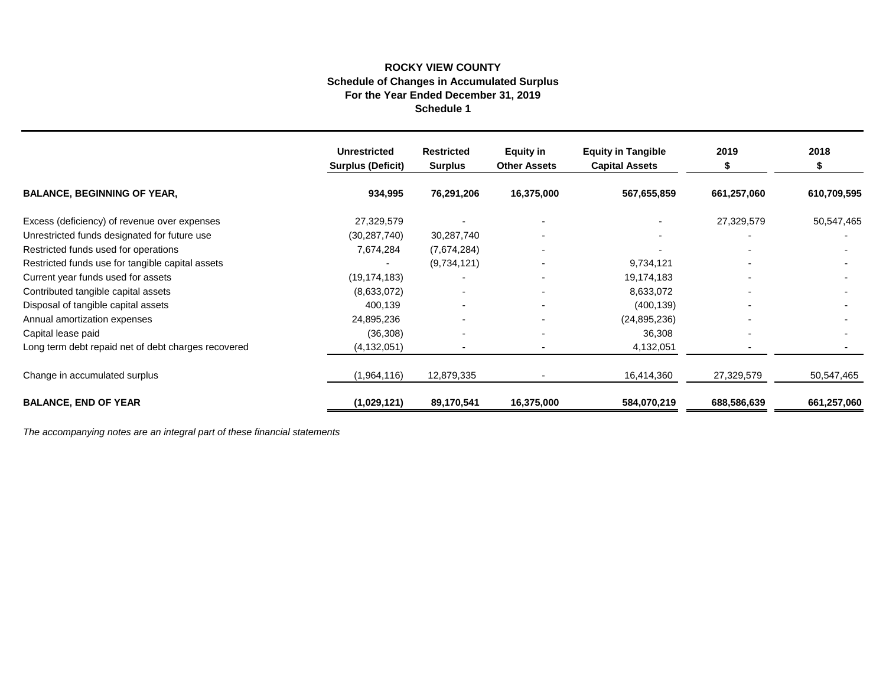# ROCKY VIEW COUNTY

## Schedule of Changes in Accumulated Surplus

### For the Year Ended December 31, 2019

### Schedule 1

| | Unrestricted Surplus (Deficit) | Restricted Surplus | Equity in Other Assets | Equity in Tangible Capital Assets | 2019 $ | 2018 $ |
|---|---|---|---|---|---|---|
| **BALANCE, BEGINNING OF YEAR,** | **934,995** | **76,291,206** | **16,375,000** | **567,655,859** | **661,257,060** | **610,709,595** |
| Excess (deficiency) of revenue over expenses | 27,329,579 | - | - | - | 27,329,579 | 50,547,465 |
| Unrestricted funds designated for future use | (30,287,740) | 30,287,740 | - | - | - | - |
| Restricted funds used for operations | 7,674,284 | (7,674,284) | - | - | - | - |
| Restricted funds use for tangible capital assets | - | (9,734,121) | - | 9,734,121 | - | - |
| Current year funds used for assets | (19,174,183) | - | - | 19,174,183 | - | - |
| Contributed tangible capital assets | (8,633,072) | - | - | 8,633,072 | - | - |
| Disposal of tangible capital assets | 400,139 | - | - | (400,139) | - | - |
| Annual amortization expenses | 24,895,236 | - | - | (24,895,236) | - | - |
| Capital lease paid | (36,308) | - | - | 36,308 | - | - |
| Long term debt repaid net of debt charges recovered | (4,132,051) | - | - | 4,132,051 | - | - |
| Change in accumulated surplus | (1,964,116) | 12,879,335 | - | 16,414,360 | 27,329,579 | 50,547,465 |
| **BALANCE, END OF YEAR** | **(1,029,121)** | **89,170,541** | **16,375,000** | **584,070,219** | **688,586,639** | **661,257,060** |

*The accompanying notes are an integral part of these financial statements*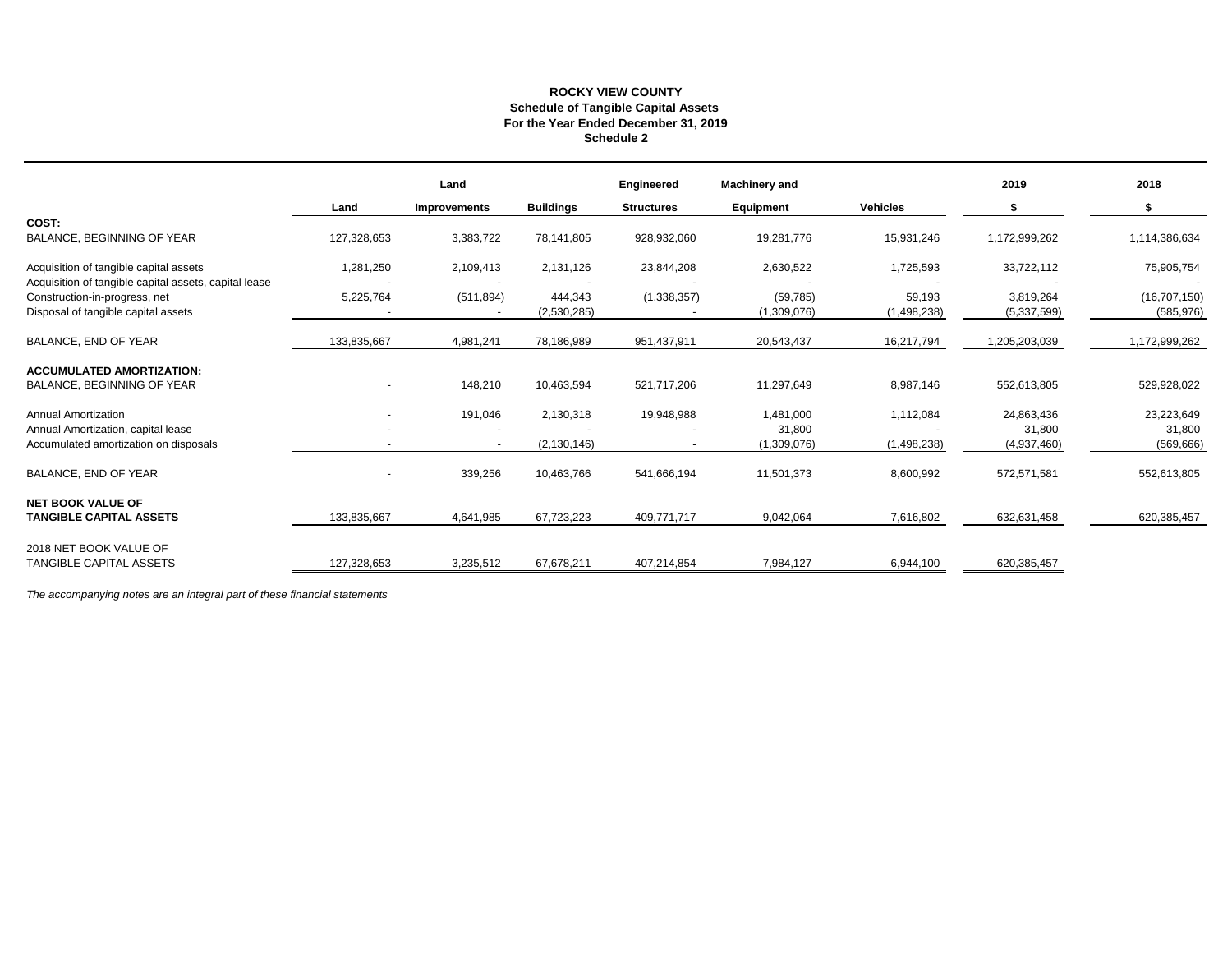**ROCKY VIEW COUNTY**
**Schedule of Tangible Capital Assets**
**For the Year Ended December 31, 2019**
**Schedule 2**

| | Land | Land Improvements | Buildings | Engineered Structures | Machinery and Equipment | Vehicles | 2019 $ | 2018 $ |
|---|---|---|---|---|---|---|---|---|
| **COST:** | | | | | | | | |
| BALANCE, BEGINNING OF YEAR | 127,328,653 | 3,383,722 | 78,141,805 | 928,932,060 | 19,281,776 | 15,931,246 | 1,172,999,262 | 1,114,386,634 |
| Acquisition of tangible capital assets | 1,281,250 | 2,109,413 | 2,131,126 | 23,844,208 | 2,630,522 | 1,725,593 | 33,722,112 | 75,905,754 |
| Acquisition of tangible capital assets, capital lease | - | - | - | - | - | - | - | - |
| Construction-in-progress, net | 5,225,764 | (511,894) | 444,343 | (1,338,357) | (59,785) | 59,193 | 3,819,264 | (16,707,150) |
| Disposal of tangible capital assets | - | - | (2,530,285) | - | (1,309,076) | (1,498,238) | (5,337,599) | (585,976) |
| BALANCE, END OF YEAR | 133,835,667 | 4,981,241 | 78,186,989 | 951,437,911 | 20,543,437 | 16,217,794 | 1,205,203,039 | 1,172,999,262 |
| **ACCUMULATED AMORTIZATION:** | | | | | | | | |
| BALANCE, BEGINNING OF YEAR | - | 148,210 | 10,463,594 | 521,717,206 | 11,297,649 | 8,987,146 | 552,613,805 | 529,928,022 |
| Annual Amortization | - | 191,046 | 2,130,318 | 19,948,988 | 1,481,000 | 1,112,084 | 24,863,436 | 23,223,649 |
| Annual Amortization, capital lease | - | - | - | - | 31,800 | - | 31,800 | 31,800 |
| Accumulated amortization on disposals | - | - | (2,130,146) | - | (1,309,076) | (1,498,238) | (4,937,460) | (569,666) |
| BALANCE, END OF YEAR | - | 339,256 | 10,463,766 | 541,666,194 | 11,501,373 | 8,600,992 | 572,571,581 | 552,613,805 |
| **NET BOOK VALUE OF TANGIBLE CAPITAL ASSETS** | 133,835,667 | 4,641,985 | 67,723,223 | 409,771,717 | 9,042,064 | 7,616,802 | 632,631,458 | 620,385,457 |
| 2018 NET BOOK VALUE OF TANGIBLE CAPITAL ASSETS | 127,328,653 | 3,235,512 | 67,678,211 | 407,214,854 | 7,984,127 | 6,944,100 | 620,385,457 | |

*The accompanying notes are an integral part of these financial statements*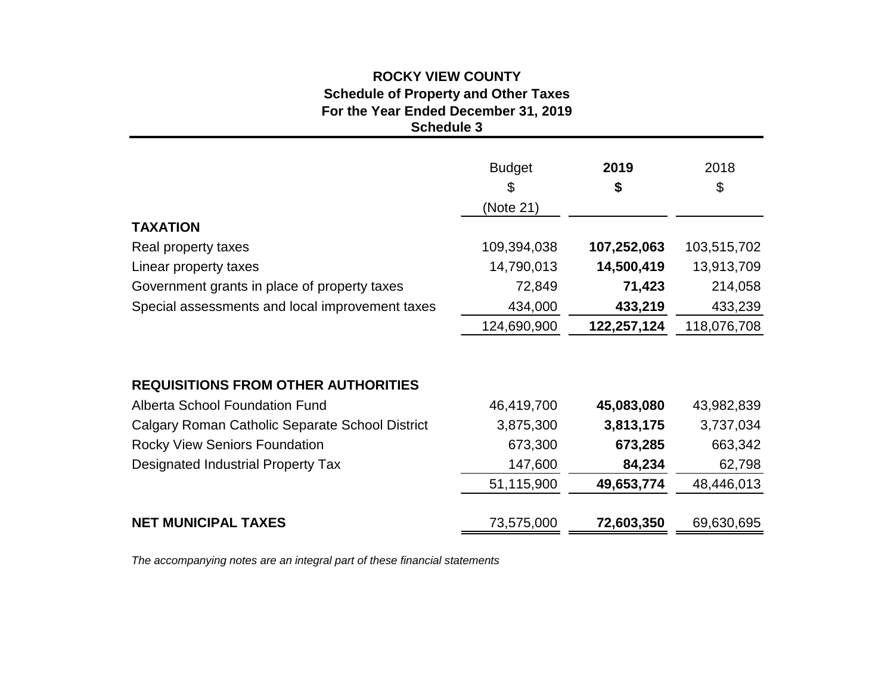# ROCKY VIEW COUNTY
## Schedule of Property and Other Taxes
## For the Year Ended December 31, 2019
## Schedule 3

| | Budget<br>$<br>(Note 21) | **2019**<br>**$** | 2018<br>$ |
|---|---|---|---|
| **TAXATION** | | | |
| Real property taxes | 109,394,038 | **107,252,063** | 103,515,702 |
| Linear property taxes | 14,790,013 | **14,500,419** | 13,913,709 |
| Government grants in place of property taxes | 72,849 | **71,423** | 214,058 |
| Special assessments and local improvement taxes | 434,000 | **433,219** | 433,239 |
| | 124,690,900 | **122,257,124** | 118,076,708 |
| **REQUISITIONS FROM OTHER AUTHORITIES** | | | |
| Alberta School Foundation Fund | 46,419,700 | **45,083,080** | 43,982,839 |
| Calgary Roman Catholic Separate School District | 3,875,300 | **3,813,175** | 3,737,034 |
| Rocky View Seniors Foundation | 673,300 | **673,285** | 663,342 |
| Designated Industrial Property Tax | 147,600 | **84,234** | 62,798 |
| | 51,115,900 | **49,653,774** | 48,446,013 |
| **NET MUNICIPAL TAXES** | 73,575,000 | **72,603,350** | 69,630,695 |

*The accompanying notes are an integral part of these financial statements*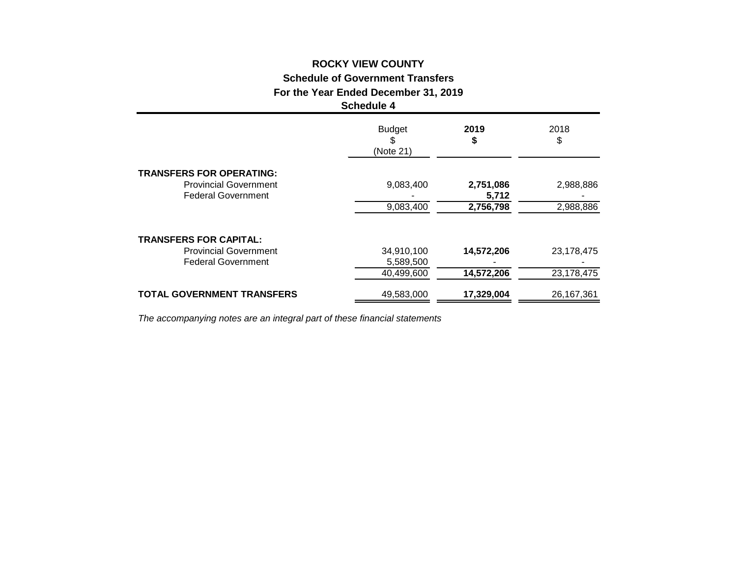# ROCKY VIEW COUNTY

## Schedule of Government Transfers

## For the Year Ended December 31, 2019

## Schedule 4

| | Budget $ (Note 21) | **2019 $** | 2018 $ |
|---|---|---|---|
| **TRANSFERS FOR OPERATING:** | | | |
| Provincial Government | 9,083,400 | **2,751,086** | 2,988,886 |
| Federal Government | - | **5,712** | - |
| | 9,083,400 | **2,756,798** | 2,988,886 |
| **TRANSFERS FOR CAPITAL:** | | | |
| Provincial Government | 34,910,100 | **14,572,206** | 23,178,475 |
| Federal Government | 5,589,500 | - | - |
| | 40,499,600 | **14,572,206** | 23,178,475 |
| **TOTAL GOVERNMENT TRANSFERS** | 49,583,000 | **17,329,004** | 26,167,361 |

*The accompanying notes are an integral part of these financial statements*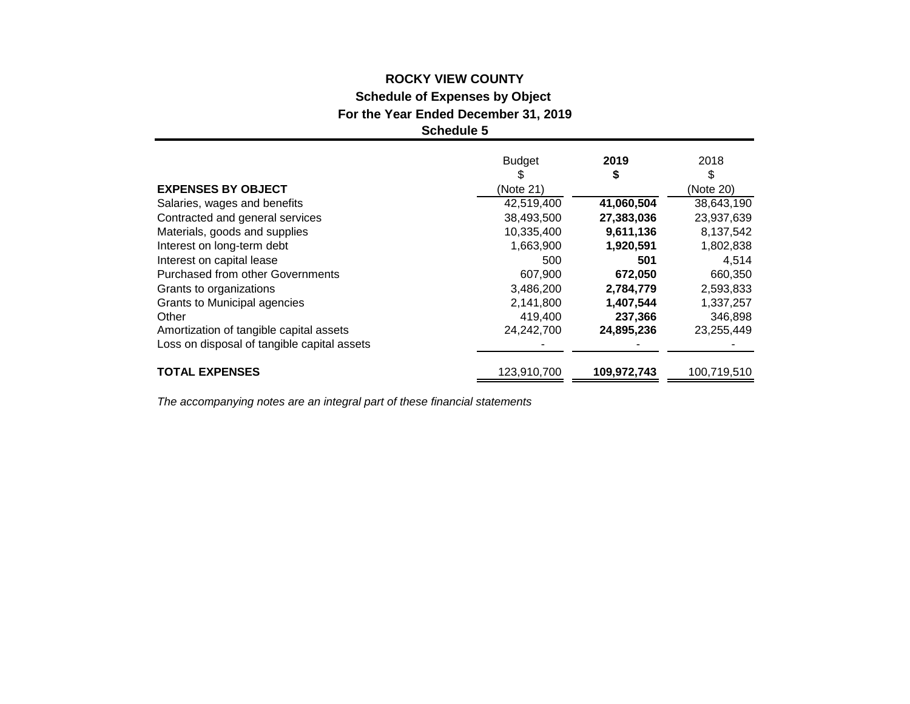# ROCKY VIEW COUNTY

## Schedule of Expenses by Object

### For the Year Ended December 31, 2019

### Schedule 5

| EXPENSES BY OBJECT | Budget<br>$<br>(Note 21) | **2019**<br>**$** | 2018<br>$<br>(Note 20) |
|---|---|---|---|
| Salaries, wages and benefits | 42,519,400 | **41,060,504** | 38,643,190 |
| Contracted and general services | 38,493,500 | **27,383,036** | 23,937,639 |
| Materials, goods and supplies | 10,335,400 | **9,611,136** | 8,137,542 |
| Interest on long-term debt | 1,663,900 | **1,920,591** | 1,802,838 |
| Interest on capital lease | 500 | **501** | 4,514 |
| Purchased from other Governments | 607,900 | **672,050** | 660,350 |
| Grants to organizations | 3,486,200 | **2,784,779** | 2,593,833 |
| Grants to Municipal agencies | 2,141,800 | **1,407,544** | 1,337,257 |
| Other | 419,400 | **237,366** | 346,898 |
| Amortization of tangible capital assets | 24,242,700 | **24,895,236** | 23,255,449 |
| Loss on disposal of tangible capital assets | - | - | - |
| **TOTAL EXPENSES** | 123,910,700 | **109,972,743** | 100,719,510 |

*The accompanying notes are an integral part of these financial statements*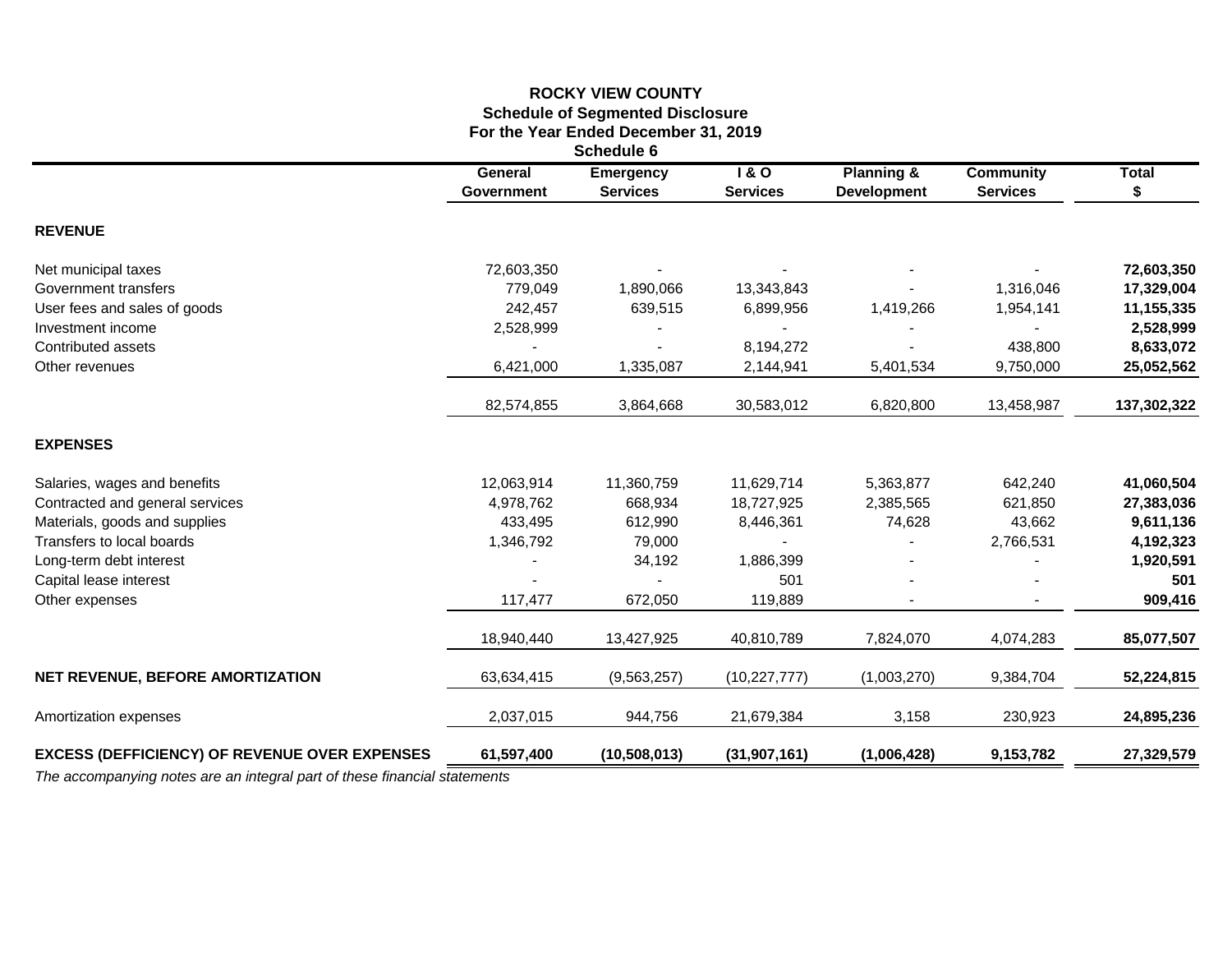# ROCKY VIEW COUNTY
## Schedule of Segmented Disclosure
### For the Year Ended December 31, 2019
### Schedule 6

| | General Government | Emergency Services | I & O Services | Planning & Development | Community Services | Total $ |
|---|---|---|---|---|---|---|
| **REVENUE** | | | | | | |
| Net municipal taxes | 72,603,350 | - | - | - | - | **72,603,350** |
| Government transfers | 779,049 | 1,890,066 | 13,343,843 | - | 1,316,046 | **17,329,004** |
| User fees and sales of goods | 242,457 | 639,515 | 6,899,956 | 1,419,266 | 1,954,141 | **11,155,335** |
| Investment income | 2,528,999 | - | - | - | - | **2,528,999** |
| Contributed assets | - | - | 8,194,272 | - | 438,800 | **8,633,072** |
| Other revenues | 6,421,000 | 1,335,087 | 2,144,941 | 5,401,534 | 9,750,000 | **25,052,562** |
| | 82,574,855 | 3,864,668 | 30,583,012 | 6,820,800 | 13,458,987 | **137,302,322** |
| **EXPENSES** | | | | | | |
| Salaries, wages and benefits | 12,063,914 | 11,360,759 | 11,629,714 | 5,363,877 | 642,240 | **41,060,504** |
| Contracted and general services | 4,978,762 | 668,934 | 18,727,925 | 2,385,565 | 621,850 | **27,383,036** |
| Materials, goods and supplies | 433,495 | 612,990 | 8,446,361 | 74,628 | 43,662 | **9,611,136** |
| Transfers to local boards | 1,346,792 | 79,000 | - | - | 2,766,531 | **4,192,323** |
| Long-term debt interest | - | 34,192 | 1,886,399 | - | - | **1,920,591** |
| Capital lease interest | - | - | 501 | - | - | **501** |
| Other expenses | 117,477 | 672,050 | 119,889 | - | - | **909,416** |
| | 18,940,440 | 13,427,925 | 40,810,789 | 7,824,070 | 4,074,283 | **85,077,507** |
| **NET REVENUE, BEFORE AMORTIZATION** | 63,634,415 | (9,563,257) | (10,227,777) | (1,003,270) | 9,384,704 | **52,224,815** |
| Amortization expenses | 2,037,015 | 944,756 | 21,679,384 | 3,158 | 230,923 | **24,895,236** |
| **EXCESS (DEFFICIENCY) OF REVENUE OVER EXPENSES** | **61,597,400** | **(10,508,013)** | **(31,907,161)** | **(1,006,428)** | **9,153,782** | **27,329,579** |

*The accompanying notes are an integral part of these financial statements*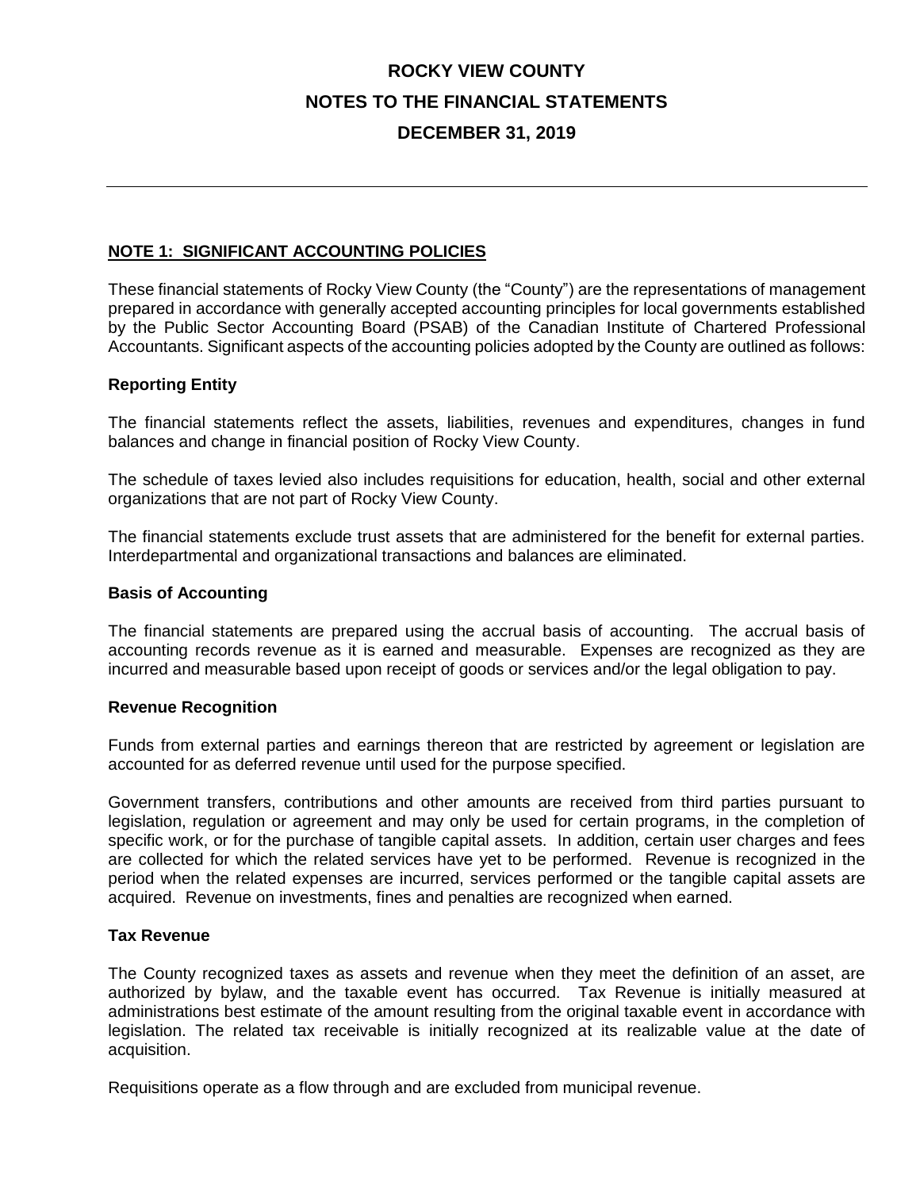# ROCKY VIEW COUNTY
# NOTES TO THE FINANCIAL STATEMENTS
# DECEMBER 31, 2019

---

## NOTE 1: SIGNIFICANT ACCOUNTING POLICIES

These financial statements of Rocky View County (the "County") are the representations of management prepared in accordance with generally accepted accounting principles for local governments established by the Public Sector Accounting Board (PSAB) of the Canadian Institute of Chartered Professional Accountants. Significant aspects of the accounting policies adopted by the County are outlined as follows:

### Reporting Entity

The financial statements reflect the assets, liabilities, revenues and expenditures, changes in fund balances and change in financial position of Rocky View County.

The schedule of taxes levied also includes requisitions for education, health, social and other external organizations that are not part of Rocky View County.

The financial statements exclude trust assets that are administered for the benefit for external parties. Interdepartmental and organizational transactions and balances are eliminated.

### Basis of Accounting

The financial statements are prepared using the accrual basis of accounting. The accrual basis of accounting records revenue as it is earned and measurable. Expenses are recognized as they are incurred and measurable based upon receipt of goods or services and/or the legal obligation to pay.

### Revenue Recognition

Funds from external parties and earnings thereon that are restricted by agreement or legislation are accounted for as deferred revenue until used for the purpose specified.

Government transfers, contributions and other amounts are received from third parties pursuant to legislation, regulation or agreement and may only be used for certain programs, in the completion of specific work, or for the purchase of tangible capital assets. In addition, certain user charges and fees are collected for which the related services have yet to be performed. Revenue is recognized in the period when the related expenses are incurred, services performed or the tangible capital assets are acquired. Revenue on investments, fines and penalties are recognized when earned.

### Tax Revenue

The County recognized taxes as assets and revenue when they meet the definition of an asset, are authorized by bylaw, and the taxable event has occurred. Tax Revenue is initially measured at administrations best estimate of the amount resulting from the original taxable event in accordance with legislation. The related tax receivable is initially recognized at its realizable value at the date of acquisition.

Requisitions operate as a flow through and are excluded from municipal revenue.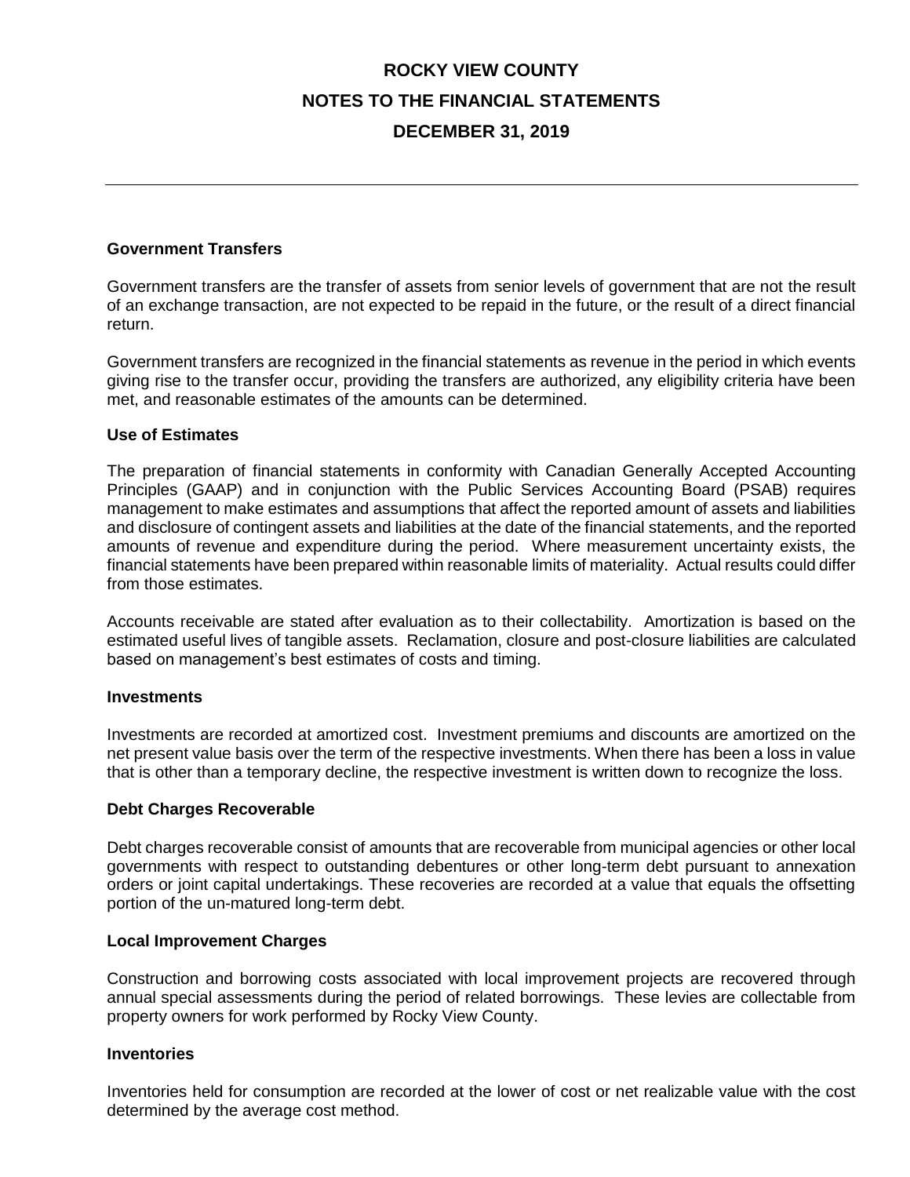### Government Transfers

Government transfers are the transfer of assets from senior levels of government that are not the result of an exchange transaction, are not expected to be repaid in the future, or the result of a direct financial return.

Government transfers are recognized in the financial statements as revenue in the period in which events giving rise to the transfer occur, providing the transfers are authorized, any eligibility criteria have been met, and reasonable estimates of the amounts can be determined.

### Use of Estimates

The preparation of financial statements in conformity with Canadian Generally Accepted Accounting Principles (GAAP) and in conjunction with the Public Services Accounting Board (PSAB) requires management to make estimates and assumptions that affect the reported amount of assets and liabilities and disclosure of contingent assets and liabilities at the date of the financial statements, and the reported amounts of revenue and expenditure during the period. Where measurement uncertainty exists, the financial statements have been prepared within reasonable limits of materiality. Actual results could differ from those estimates.

Accounts receivable are stated after evaluation as to their collectability. Amortization is based on the estimated useful lives of tangible assets. Reclamation, closure and post-closure liabilities are calculated based on management's best estimates of costs and timing.

### Investments

Investments are recorded at amortized cost. Investment premiums and discounts are amortized on the net present value basis over the term of the respective investments. When there has been a loss in value that is other than a temporary decline, the respective investment is written down to recognize the loss.

### Debt Charges Recoverable

Debt charges recoverable consist of amounts that are recoverable from municipal agencies or other local governments with respect to outstanding debentures or other long-term debt pursuant to annexation orders or joint capital undertakings. These recoveries are recorded at a value that equals the offsetting portion of the un-matured long-term debt.

### Local Improvement Charges

Construction and borrowing costs associated with local improvement projects are recovered through annual special assessments during the period of related borrowings. These levies are collectable from property owners for work performed by Rocky View County.

### Inventories

Inventories held for consumption are recorded at the lower of cost or net realizable value with the cost determined by the average cost method.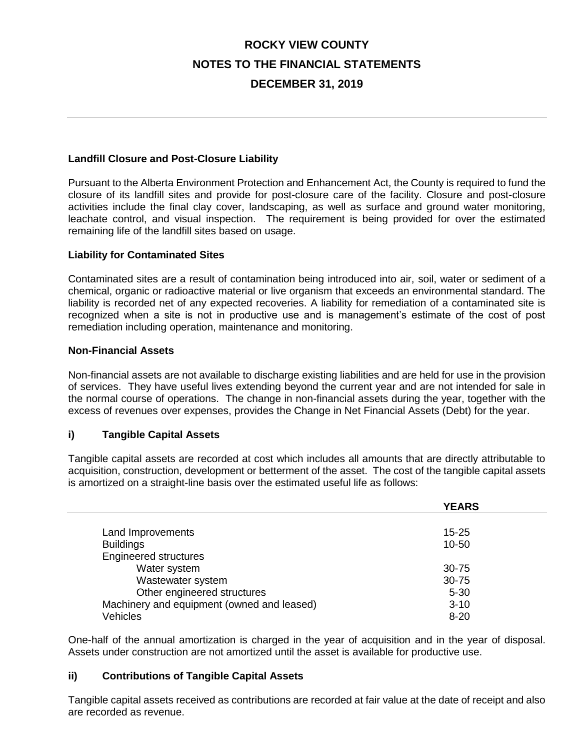### Landfill Closure and Post-Closure Liability

Pursuant to the Alberta Environment Protection and Enhancement Act, the County is required to fund the closure of its landfill sites and provide for post-closure care of the facility. Closure and post-closure activities include the final clay cover, landscaping, as well as surface and ground water monitoring, leachate control, and visual inspection. The requirement is being provided for over the estimated remaining life of the landfill sites based on usage.

### Liability for Contaminated Sites

Contaminated sites are a result of contamination being introduced into air, soil, water or sediment of a chemical, organic or radioactive material or live organism that exceeds an environmental standard. The liability is recorded net of any expected recoveries. A liability for remediation of a contaminated site is recognized when a site is not in productive use and is management's estimate of the cost of post remediation including operation, maintenance and monitoring.

### Non-Financial Assets

Non-financial assets are not available to discharge existing liabilities and are held for use in the provision of services. They have useful lives extending beyond the current year and are not intended for sale in the normal course of operations. The change in non-financial assets during the year, together with the excess of revenues over expenses, provides the Change in Net Financial Assets (Debt) for the year.

### i) Tangible Capital Assets

Tangible capital assets are recorded at cost which includes all amounts that are directly attributable to acquisition, construction, development or betterment of the asset. The cost of the tangible capital assets is amortized on a straight-line basis over the estimated useful life as follows:

| | YEARS |
|---|---|
| Land Improvements | 15-25 |
| Buildings | 10-50 |
| Engineered structures | |
| Water system | 30-75 |
| Wastewater system | 30-75 |
| Other engineered structures | 5-30 |
| Machinery and equipment (owned and leased) | 3-10 |
| Vehicles | 8-20 |

One-half of the annual amortization is charged in the year of acquisition and in the year of disposal. Assets under construction are not amortized until the asset is available for productive use.

### ii) Contributions of Tangible Capital Assets

Tangible capital assets received as contributions are recorded at fair value at the date of receipt and also are recorded as revenue.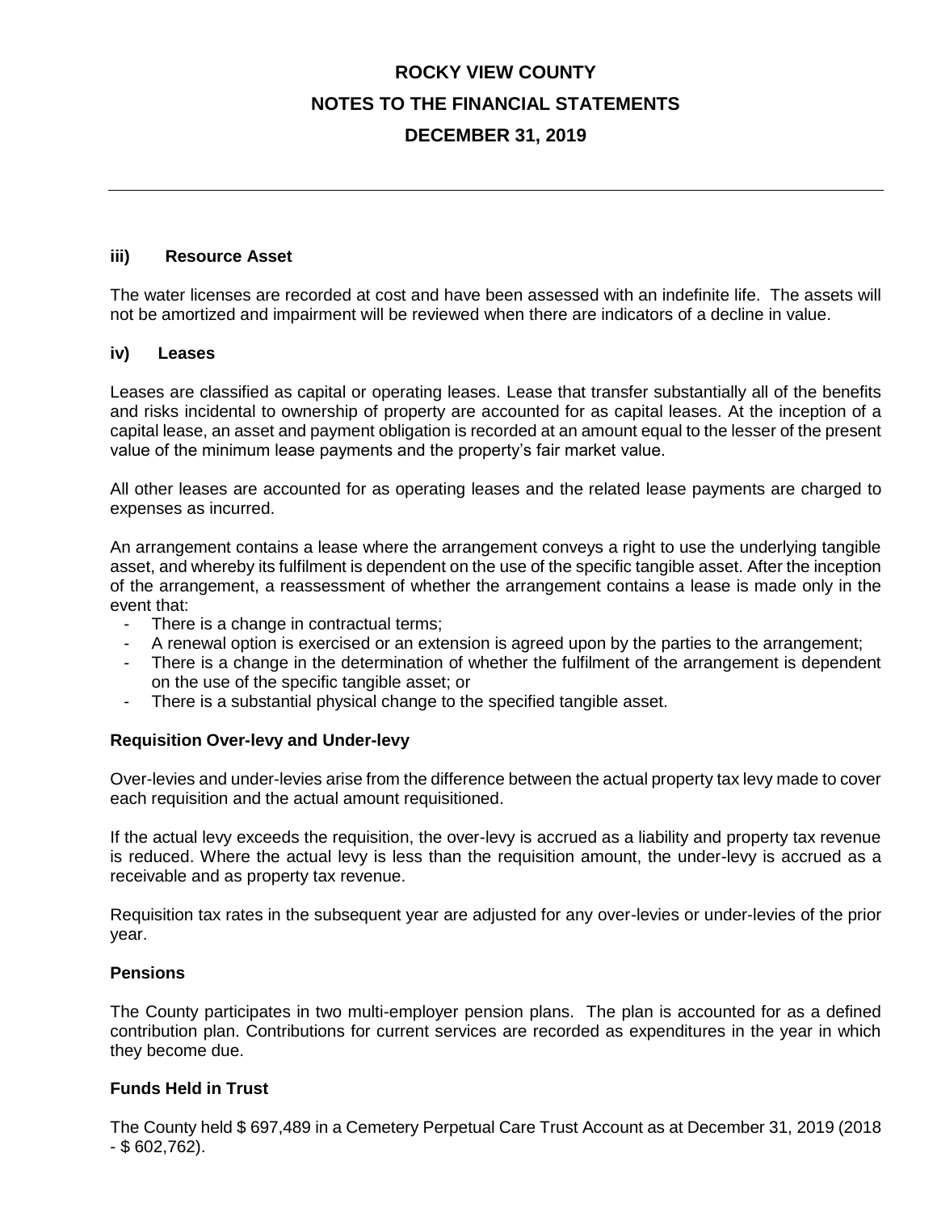**iii) Resource Asset**

The water licenses are recorded at cost and have been assessed with an indefinite life. The assets will not be amortized and impairment will be reviewed when there are indicators of a decline in value.

**iv) Leases**

Leases are classified as capital or operating leases. Lease that transfer substantially all of the benefits and risks incidental to ownership of property are accounted for as capital leases. At the inception of a capital lease, an asset and payment obligation is recorded at an amount equal to the lesser of the present value of the minimum lease payments and the property's fair market value.

All other leases are accounted for as operating leases and the related lease payments are charged to expenses as incurred.

An arrangement contains a lease where the arrangement conveys a right to use the underlying tangible asset, and whereby its fulfilment is dependent on the use of the specific tangible asset. After the inception of the arrangement, a reassessment of whether the arrangement contains a lease is made only in the event that:

- There is a change in contractual terms;
- A renewal option is exercised or an extension is agreed upon by the parties to the arrangement;
- There is a change in the determination of whether the fulfilment of the arrangement is dependent on the use of the specific tangible asset; or
- There is a substantial physical change to the specified tangible asset.

**Requisition Over-levy and Under-levy**

Over-levies and under-levies arise from the difference between the actual property tax levy made to cover each requisition and the actual amount requisitioned.

If the actual levy exceeds the requisition, the over-levy is accrued as a liability and property tax revenue is reduced. Where the actual levy is less than the requisition amount, the under-levy is accrued as a receivable and as property tax revenue.

Requisition tax rates in the subsequent year are adjusted for any over-levies or under-levies of the prior year.

**Pensions**

The County participates in two multi-employer pension plans. The plan is accounted for as a defined contribution plan. Contributions for current services are recorded as expenditures in the year in which they become due.

**Funds Held in Trust**

The County held $ 697,489 in a Cemetery Perpetual Care Trust Account as at December 31, 2019 (2018 - $ 602,762).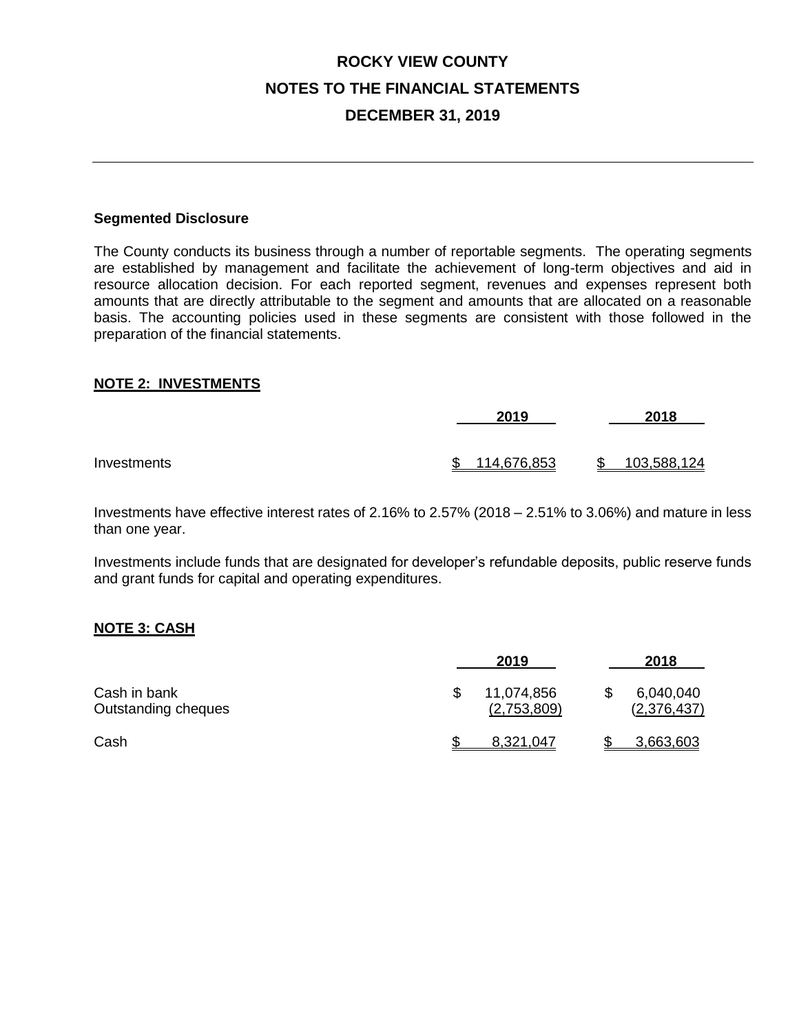# ROCKY VIEW COUNTY
# NOTES TO THE FINANCIAL STATEMENTS
# DECEMBER 31, 2019

**Segmented Disclosure**

The County conducts its business through a number of reportable segments. The operating segments are established by management and facilitate the achievement of long-term objectives and aid in resource allocation decision. For each reported segment, revenues and expenses represent both amounts that are directly attributable to the segment and amounts that are allocated on a reasonable basis. The accounting policies used in these segments are consistent with those followed in the preparation of the financial statements.

## NOTE 2: INVESTMENTS

| | 2019 | 2018 |
|---|---|---|
| Investments | $ 114,676,853 | $ 103,588,124 |

Investments have effective interest rates of 2.16% to 2.57% (2018 – 2.51% to 3.06%) and mature in less than one year.

Investments include funds that are designated for developer's refundable deposits, public reserve funds and grant funds for capital and operating expenditures.

## NOTE 3: CASH

| | 2019 | 2018 |
|---|---|---|
| Cash in bank | $ 11,074,856 | $ 6,040,040 |
| Outstanding cheques | (2,753,809) | (2,376,437) |
| Cash | $ 8,321,047 | $ 3,663,603 |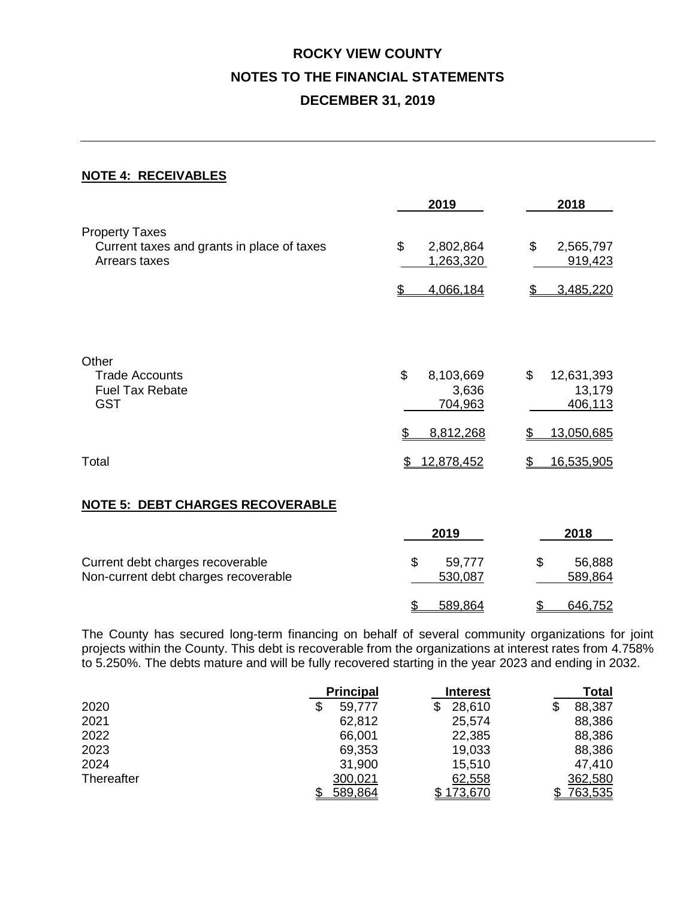# ROCKY VIEW COUNTY
# NOTES TO THE FINANCIAL STATEMENTS
# DECEMBER 31, 2019

## NOTE 4: RECEIVABLES

| | 2019 | 2018 |
|---|---|---|
| **Property Taxes** | | |
| Current taxes and grants in place of taxes | $ 2,802,864 | $ 2,565,797 |
| Arrears taxes | 1,263,320 | 919,423 |
| | $ 4,066,184 | $ 3,485,220 |
| **Other** | | |
| Trade Accounts | $ 8,103,669 | $ 12,631,393 |
| Fuel Tax Rebate | 3,636 | 13,179 |
| GST | 704,963 | 406,113 |
| | $ 8,812,268 | $ 13,050,685 |
| Total | $ 12,878,452 | $ 16,535,905 |

## NOTE 5: DEBT CHARGES RECOVERABLE

| | 2019 | 2018 |
|---|---|---|
| Current debt charges recoverable | $ 59,777 | $ 56,888 |
| Non-current debt charges recoverable | 530,087 | 589,864 |
| | $ 589,864 | $ 646,752 |

The County has secured long-term financing on behalf of several community organizations for joint projects within the County. This debt is recoverable from the organizations at interest rates from 4.758% to 5.250%. The debts mature and will be fully recovered starting in the year 2023 and ending in 2032.

| | Principal | Interest | Total |
|---|---|---|---|
| 2020 | $ 59,777 | $ 28,610 | $ 88,387 |
| 2021 | 62,812 | 25,574 | 88,386 |
| 2022 | 66,001 | 22,385 | 88,386 |
| 2023 | 69,353 | 19,033 | 88,386 |
| 2024 | 31,900 | 15,510 | 47,410 |
| Thereafter | 300,021 | 62,558 | 362,580 |
| | $ 589,864 | $ 173,670 | $ 763,535 |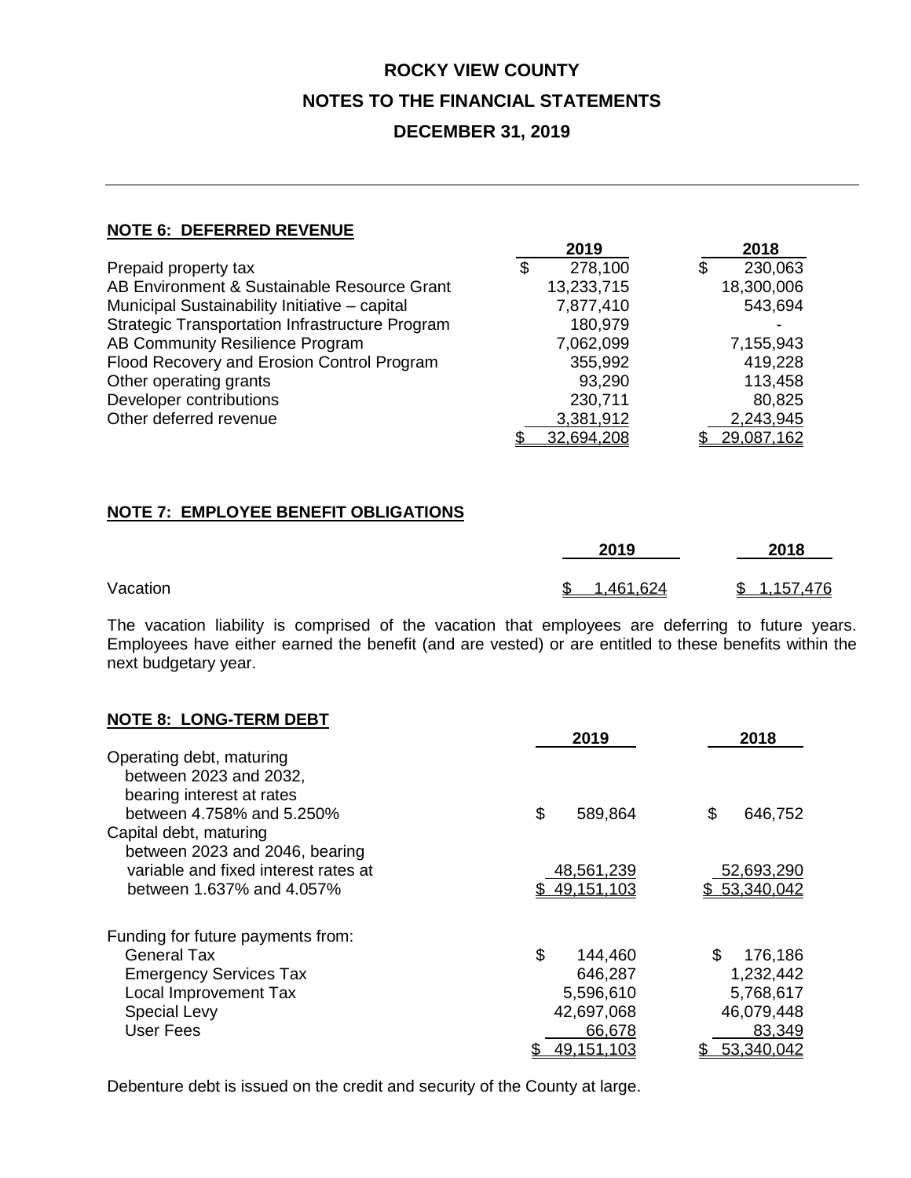**ROCKY VIEW COUNTY**

**NOTES TO THE FINANCIAL STATEMENTS**

**DECEMBER 31, 2019**

## NOTE 6: DEFERRED REVENUE

| | 2019 | 2018 |
|---|---|---|
| Prepaid property tax | $ 278,100 | $ 230,063 |
| AB Environment & Sustainable Resource Grant | 13,233,715 | 18,300,006 |
| Municipal Sustainability Initiative – capital | 7,877,410 | 543,694 |
| Strategic Transportation Infrastructure Program | 180,979 | - |
| AB Community Resilience Program | 7,062,099 | 7,155,943 |
| Flood Recovery and Erosion Control Program | 355,992 | 419,228 |
| Other operating grants | 93,290 | 113,458 |
| Developer contributions | 230,711 | 80,825 |
| Other deferred revenue | 3,381,912 | 2,243,945 |
| | $ 32,694,208 | $ 29,087,162 |

## NOTE 7: EMPLOYEE BENEFIT OBLIGATIONS

| | 2019 | 2018 |
|---|---|---|
| Vacation | $ 1,461,624 | $ 1,157,476 |

The vacation liability is comprised of the vacation that employees are deferring to future years. Employees have either earned the benefit (and are vested) or are entitled to these benefits within the next budgetary year.

## NOTE 8: LONG-TERM DEBT

| | 2019 | 2018 |
|---|---|---|
| Operating debt, maturing between 2023 and 2032, bearing interest at rates between 4.758% and 5.250% | $ 589,864 | $ 646,752 |
| Capital debt, maturing between 2023 and 2046, bearing variable and fixed interest rates at between 1.637% and 4.057% | 48,561,239 | 52,693,290 |
| | $ 49,151,103 | $ 53,340,042 |
| Funding for future payments from: | | |
| General Tax | $ 144,460 | $ 176,186 |
| Emergency Services Tax | 646,287 | 1,232,442 |
| Local Improvement Tax | 5,596,610 | 5,768,617 |
| Special Levy | 42,697,068 | 46,079,448 |
| User Fees | 66,678 | 83,349 |
| | $ 49,151,103 | $ 53,340,042 |

Debenture debt is issued on the credit and security of the County at large.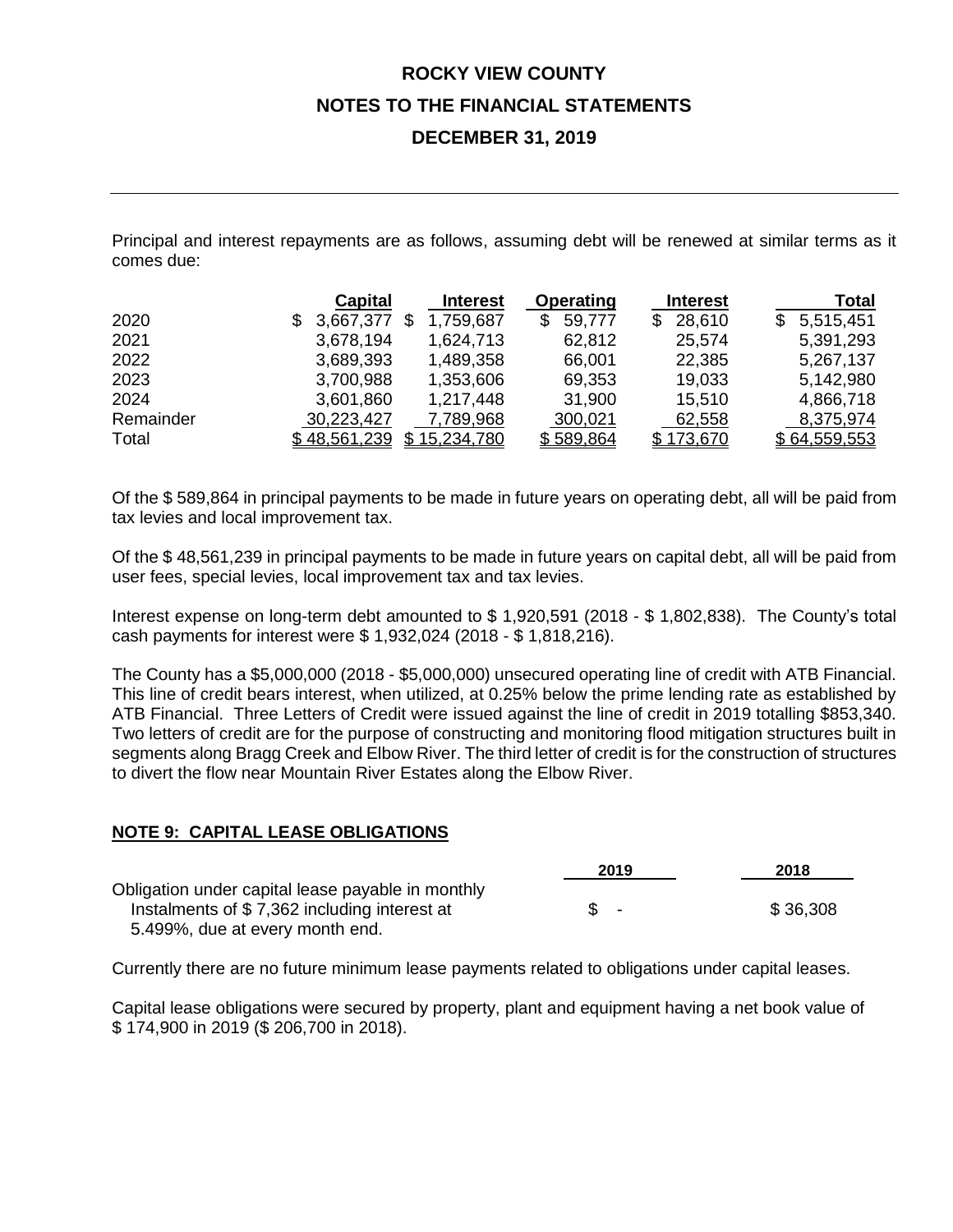Principal and interest repayments are as follows, assuming debt will be renewed at similar terms as it comes due:

| | Capital | Interest | Operating | Interest | Total |
|---|---|---|---|---|---|
| 2020 | $ 3,667,377 | $ 1,759,687 | $ 59,777 | $ 28,610 | $ 5,515,451 |
| 2021 | 3,678,194 | 1,624,713 | 62,812 | 25,574 | 5,391,293 |
| 2022 | 3,689,393 | 1,489,358 | 66,001 | 22,385 | 5,267,137 |
| 2023 | 3,700,988 | 1,353,606 | 69,353 | 19,033 | 5,142,980 |
| 2024 | 3,601,860 | 1,217,448 | 31,900 | 15,510 | 4,866,718 |
| Remainder | 30,223,427 | 7,789,968 | 300,021 | 62,558 | 8,375,974 |
| Total | $ 48,561,239 | $ 15,234,780 | $ 589,864 | $ 173,670 | $ 64,559,553 |

Of the $ 589,864 in principal payments to be made in future years on operating debt, all will be paid from tax levies and local improvement tax.

Of the $ 48,561,239 in principal payments to be made in future years on capital debt, all will be paid from user fees, special levies, local improvement tax and tax levies.

Interest expense on long-term debt amounted to $ 1,920,591 (2018 - $ 1,802,838). The County's total cash payments for interest were $ 1,932,024 (2018 - $ 1,818,216).

The County has a $5,000,000 (2018 - $5,000,000) unsecured operating line of credit with ATB Financial. This line of credit bears interest, when utilized, at 0.25% below the prime lending rate as established by ATB Financial. Three Letters of Credit were issued against the line of credit in 2019 totalling $853,340. Two letters of credit are for the purpose of constructing and monitoring flood mitigation structures built in segments along Bragg Creek and Elbow River. The third letter of credit is for the construction of structures to divert the flow near Mountain River Estates along the Elbow River.

## NOTE 9: CAPITAL LEASE OBLIGATIONS

| | 2019 | 2018 |
|---|---|---|
| Obligation under capital lease payable in monthly Instalments of $ 7,362 including interest at 5.499%, due at every month end. | $ - | $ 36,308 |

Currently there are no future minimum lease payments related to obligations under capital leases.

Capital lease obligations were secured by property, plant and equipment having a net book value of $ 174,900 in 2019 ($ 206,700 in 2018).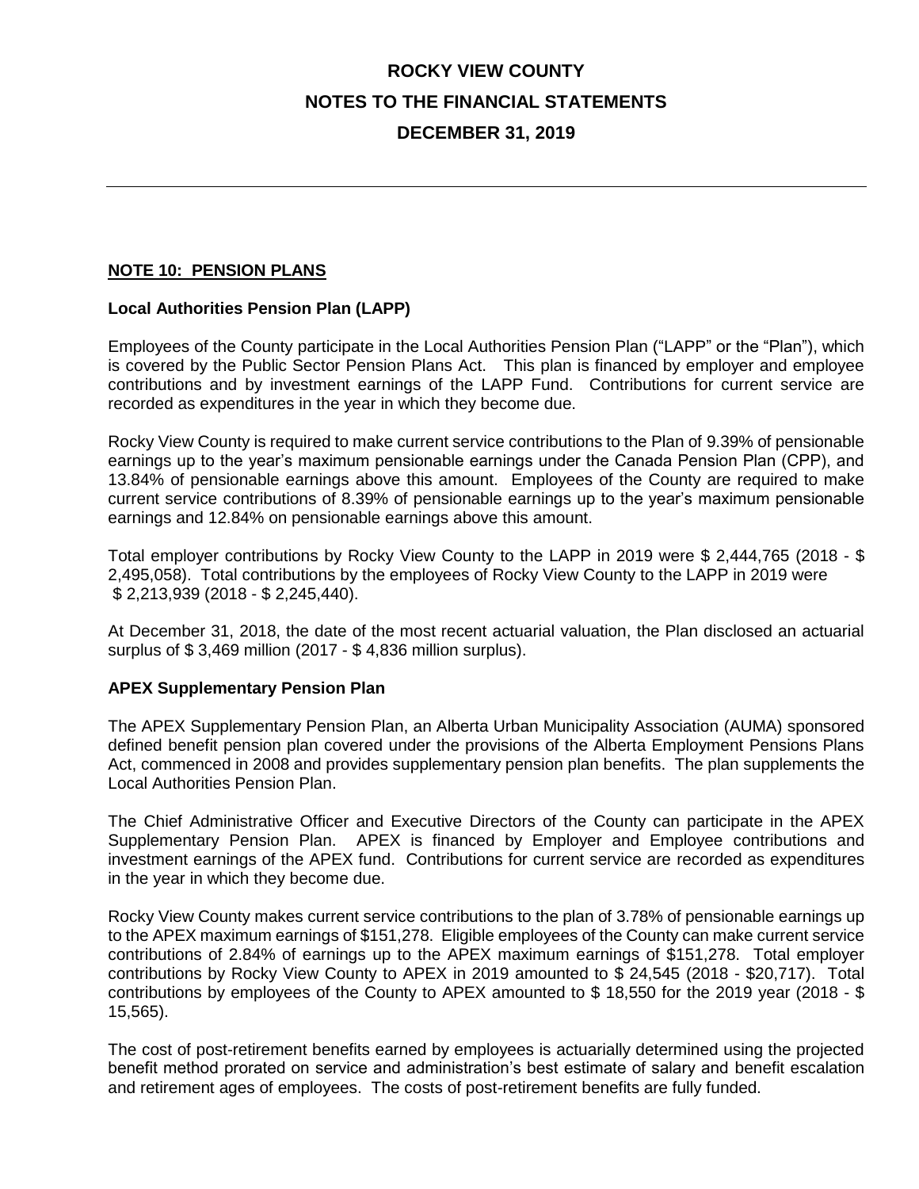# ROCKY VIEW COUNTY

## NOTES TO THE FINANCIAL STATEMENTS

## DECEMBER 31, 2019

---

### NOTE 10: PENSION PLANS

**Local Authorities Pension Plan (LAPP)**

Employees of the County participate in the Local Authorities Pension Plan ("LAPP" or the "Plan"), which is covered by the Public Sector Pension Plans Act. This plan is financed by employer and employee contributions and by investment earnings of the LAPP Fund. Contributions for current service are recorded as expenditures in the year in which they become due.

Rocky View County is required to make current service contributions to the Plan of 9.39% of pensionable earnings up to the year's maximum pensionable earnings under the Canada Pension Plan (CPP), and 13.84% of pensionable earnings above this amount. Employees of the County are required to make current service contributions of 8.39% of pensionable earnings up to the year's maximum pensionable earnings and 12.84% on pensionable earnings above this amount.

Total employer contributions by Rocky View County to the LAPP in 2019 were $ 2,444,765 (2018 - $ 2,495,058). Total contributions by the employees of Rocky View County to the LAPP in 2019 were $ 2,213,939 (2018 - $ 2,245,440).

At December 31, 2018, the date of the most recent actuarial valuation, the Plan disclosed an actuarial surplus of $ 3,469 million (2017 - $ 4,836 million surplus).

**APEX Supplementary Pension Plan**

The APEX Supplementary Pension Plan, an Alberta Urban Municipality Association (AUMA) sponsored defined benefit pension plan covered under the provisions of the Alberta Employment Pensions Plans Act, commenced in 2008 and provides supplementary pension plan benefits. The plan supplements the Local Authorities Pension Plan.

The Chief Administrative Officer and Executive Directors of the County can participate in the APEX Supplementary Pension Plan. APEX is financed by Employer and Employee contributions and investment earnings of the APEX fund. Contributions for current service are recorded as expenditures in the year in which they become due.

Rocky View County makes current service contributions to the plan of 3.78% of pensionable earnings up to the APEX maximum earnings of $151,278. Eligible employees of the County can make current service contributions of 2.84% of earnings up to the APEX maximum earnings of $151,278. Total employer contributions by Rocky View County to APEX in 2019 amounted to $ 24,545 (2018 - $20,717). Total contributions by employees of the County to APEX amounted to $ 18,550 for the 2019 year (2018 - $ 15,565).

The cost of post-retirement benefits earned by employees is actuarially determined using the projected benefit method prorated on service and administration's best estimate of salary and benefit escalation and retirement ages of employees. The costs of post-retirement benefits are fully funded.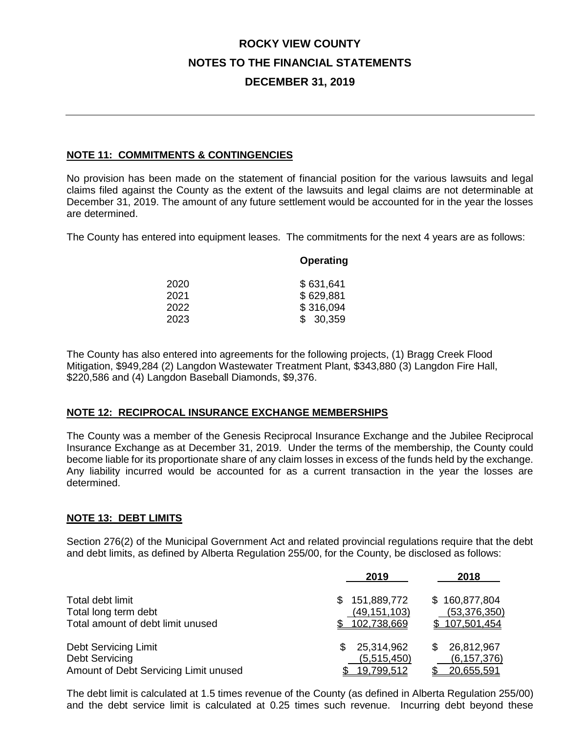# ROCKY VIEW COUNTY

## NOTES TO THE FINANCIAL STATEMENTS

## DECEMBER 31, 2019

---

### NOTE 11: COMMITMENTS & CONTINGENCIES

No provision has been made on the statement of financial position for the various lawsuits and legal claims filed against the County as the extent of the lawsuits and legal claims are not determinable at December 31, 2019. The amount of any future settlement would be accounted for in the year the losses are determined.

The County has entered into equipment leases. The commitments for the next 4 years are as follows:

| | Operating |
|---|---|
| 2020 | $ 631,641 |
| 2021 | $ 629,881 |
| 2022 | $ 316,094 |
| 2023 | $ 30,359 |

The County has also entered into agreements for the following projects, (1) Bragg Creek Flood Mitigation, $949,284 (2) Langdon Wastewater Treatment Plant, $343,880 (3) Langdon Fire Hall, $220,586 and (4) Langdon Baseball Diamonds, $9,376.

### NOTE 12: RECIPROCAL INSURANCE EXCHANGE MEMBERSHIPS

The County was a member of the Genesis Reciprocal Insurance Exchange and the Jubilee Reciprocal Insurance Exchange as at December 31, 2019. Under the terms of the membership, the County could become liable for its proportionate share of any claim losses in excess of the funds held by the exchange. Any liability incurred would be accounted for as a current transaction in the year the losses are determined.

### NOTE 13: DEBT LIMITS

Section 276(2) of the Municipal Government Act and related provincial regulations require that the debt and debt limits, as defined by Alberta Regulation 255/00, for the County, be disclosed as follows:

| | 2019 | 2018 |
|---|---|---|
| Total debt limit | $ 151,889,772 | $ 160,877,804 |
| Total long term debt | (49,151,103) | (53,376,350) |
| Total amount of debt limit unused | $ 102,738,669 | $ 107,501,454 |
| | | |
| Debt Servicing Limit | $ 25,314,962 | $ 26,812,967 |
| Debt Servicing | (5,515,450) | (6,157,376) |
| Amount of Debt Servicing Limit unused | $ 19,799,512 | $ 20,655,591 |

The debt limit is calculated at 1.5 times revenue of the County (as defined in Alberta Regulation 255/00) and the debt service limit is calculated at 0.25 times such revenue. Incurring debt beyond these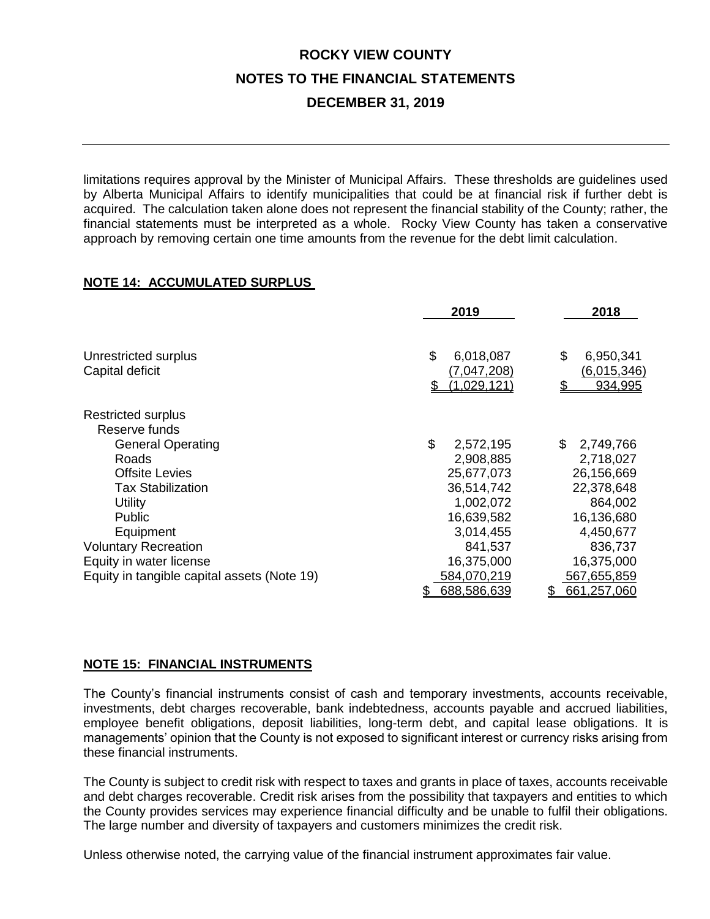limitations requires approval by the Minister of Municipal Affairs. These thresholds are guidelines used by Alberta Municipal Affairs to identify municipalities that could be at financial risk if further debt is acquired. The calculation taken alone does not represent the financial stability of the County; rather, the financial statements must be interpreted as a whole. Rocky View County has taken a conservative approach by removing certain one time amounts from the revenue for the debt limit calculation.

## NOTE 14: ACCUMULATED SURPLUS

| | 2019 | 2018 |
|---|---|---|
| Unrestricted surplus | $ 6,018,087 | $ 6,950,341 |
| Capital deficit | (7,047,208) | (6,015,346) |
| | $ (1,029,121) | $ 934,995 |
| Restricted surplus | | |
| Reserve funds | | |
| General Operating | $ 2,572,195 | $ 2,749,766 |
| Roads | 2,908,885 | 2,718,027 |
| Offsite Levies | 25,677,073 | 26,156,669 |
| Tax Stabilization | 36,514,742 | 22,378,648 |
| Utility | 1,002,072 | 864,002 |
| Public | 16,639,582 | 16,136,680 |
| Equipment | 3,014,455 | 4,450,677 |
| Voluntary Recreation | 841,537 | 836,737 |
| Equity in water license | 16,375,000 | 16,375,000 |
| Equity in tangible capital assets (Note 19) | 584,070,219 | 567,655,859 |
| | $ 688,586,639 | $ 661,257,060 |

## NOTE 15: FINANCIAL INSTRUMENTS

The County's financial instruments consist of cash and temporary investments, accounts receivable, investments, debt charges recoverable, bank indebtedness, accounts payable and accrued liabilities, employee benefit obligations, deposit liabilities, long-term debt, and capital lease obligations. It is managements' opinion that the County is not exposed to significant interest or currency risks arising from these financial instruments.

The County is subject to credit risk with respect to taxes and grants in place of taxes, accounts receivable and debt charges recoverable. Credit risk arises from the possibility that taxpayers and entities to which the County provides services may experience financial difficulty and be unable to fulfil their obligations. The large number and diversity of taxpayers and customers minimizes the credit risk.

Unless otherwise noted, the carrying value of the financial instrument approximates fair value.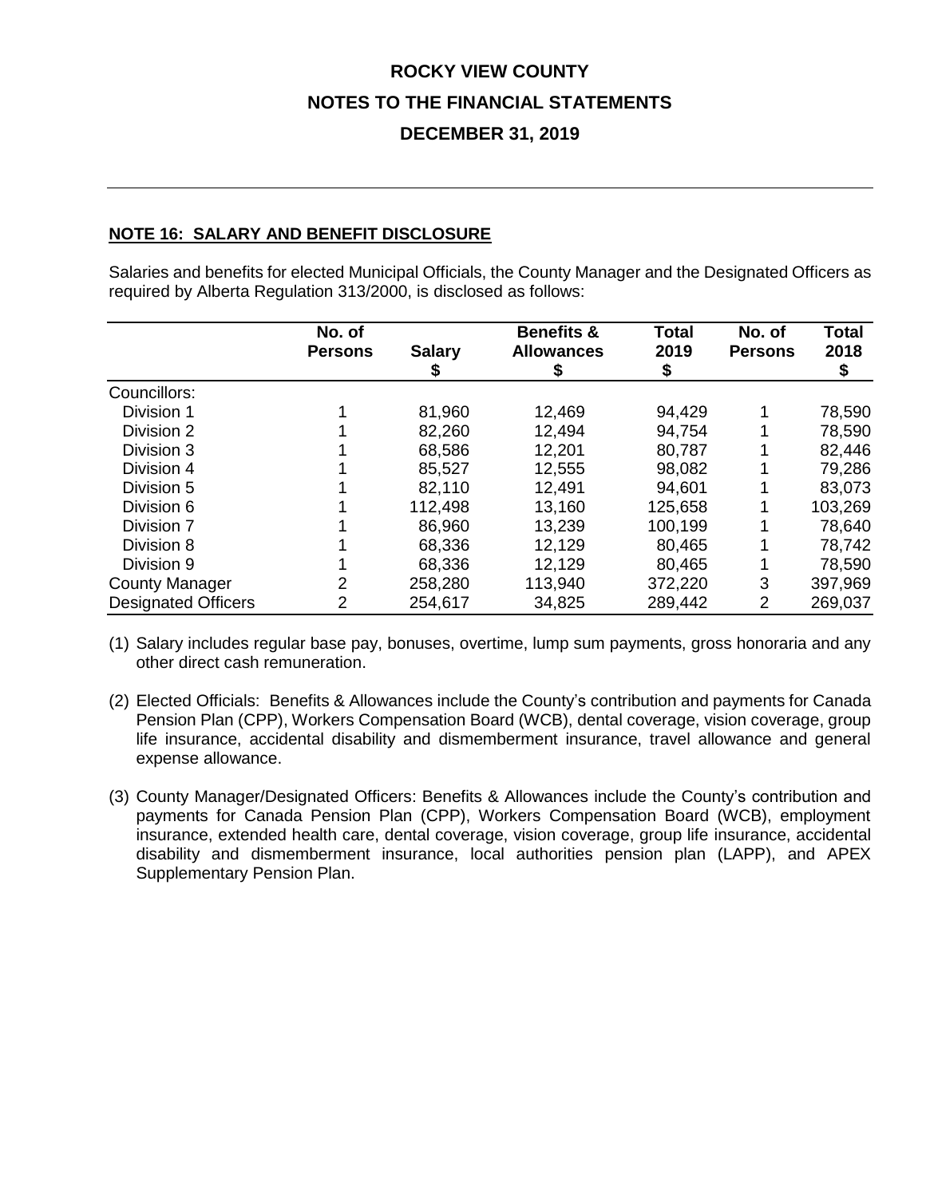# ROCKY VIEW COUNTY

## NOTES TO THE FINANCIAL STATEMENTS

## DECEMBER 31, 2019

**NOTE 16: SALARY AND BENEFIT DISCLOSURE**

Salaries and benefits for elected Municipal Officials, the County Manager and the Designated Officers as required by Alberta Regulation 313/2000, is disclosed as follows:

| | No. of Persons | Salary $ | Benefits & Allowances $ | Total 2019 $ | No. of Persons | Total 2018 $ |
|---|---|---|---|---|---|---|
| Councillors: | | | | | | |
| Division 1 | 1 | 81,960 | 12,469 | 94,429 | 1 | 78,590 |
| Division 2 | 1 | 82,260 | 12,494 | 94,754 | 1 | 78,590 |
| Division 3 | 1 | 68,586 | 12,201 | 80,787 | 1 | 82,446 |
| Division 4 | 1 | 85,527 | 12,555 | 98,082 | 1 | 79,286 |
| Division 5 | 1 | 82,110 | 12,491 | 94,601 | 1 | 83,073 |
| Division 6 | 1 | 112,498 | 13,160 | 125,658 | 1 | 103,269 |
| Division 7 | 1 | 86,960 | 13,239 | 100,199 | 1 | 78,640 |
| Division 8 | 1 | 68,336 | 12,129 | 80,465 | 1 | 78,742 |
| Division 9 | 1 | 68,336 | 12,129 | 80,465 | 1 | 78,590 |
| County Manager | 2 | 258,280 | 113,940 | 372,220 | 3 | 397,969 |
| Designated Officers | 2 | 254,617 | 34,825 | 289,442 | 2 | 269,037 |

(1) Salary includes regular base pay, bonuses, overtime, lump sum payments, gross honoraria and any other direct cash remuneration.

(2) Elected Officials: Benefits & Allowances include the County's contribution and payments for Canada Pension Plan (CPP), Workers Compensation Board (WCB), dental coverage, vision coverage, group life insurance, accidental disability and dismemberment insurance, travel allowance and general expense allowance.

(3) County Manager/Designated Officers: Benefits & Allowances include the County's contribution and payments for Canada Pension Plan (CPP), Workers Compensation Board (WCB), employment insurance, extended health care, dental coverage, vision coverage, group life insurance, accidental disability and dismemberment insurance, local authorities pension plan (LAPP), and APEX Supplementary Pension Plan.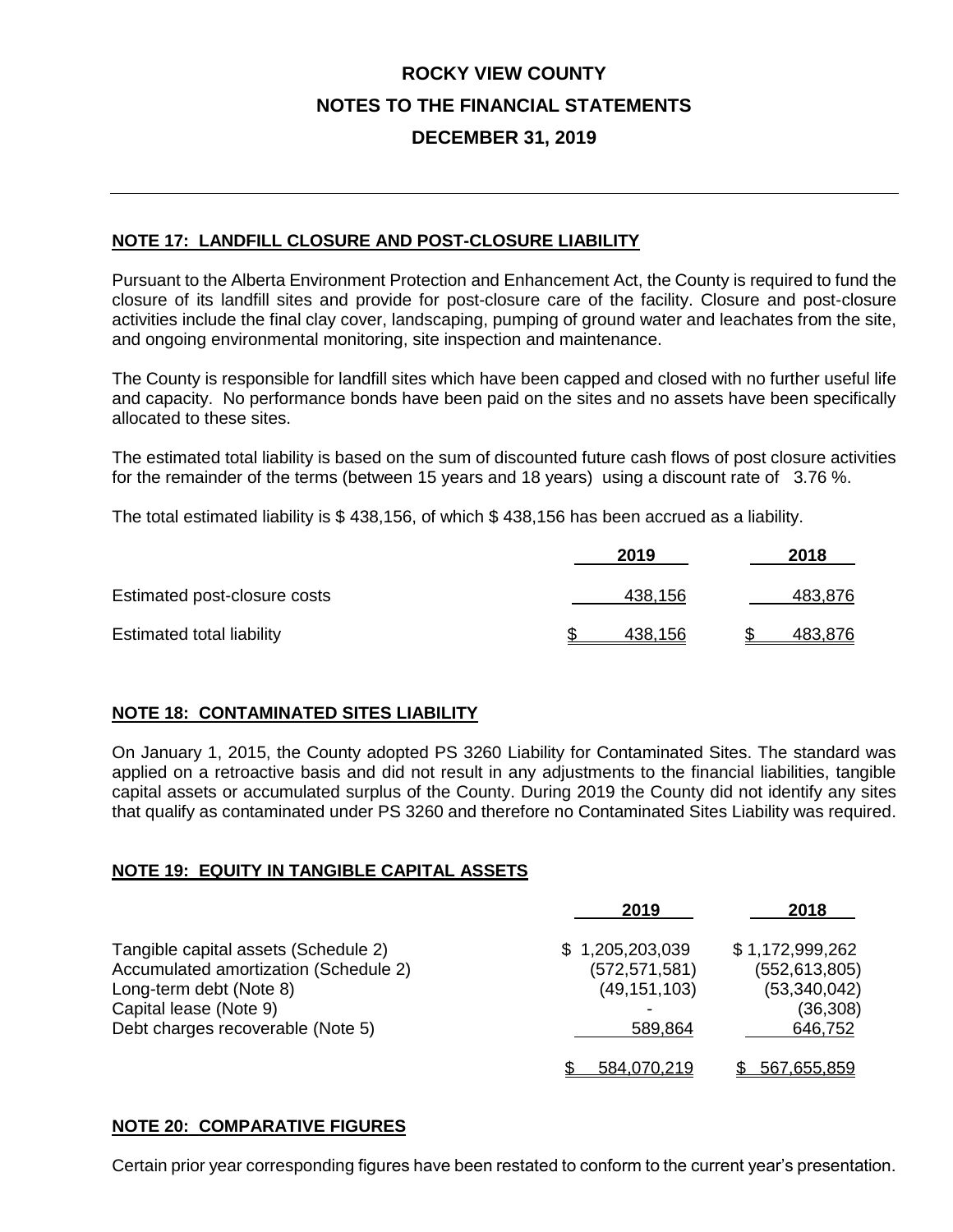# ROCKY VIEW COUNTY

## NOTES TO THE FINANCIAL STATEMENTS

## DECEMBER 31, 2019

### NOTE 17: LANDFILL CLOSURE AND POST-CLOSURE LIABILITY

Pursuant to the Alberta Environment Protection and Enhancement Act, the County is required to fund the closure of its landfill sites and provide for post-closure care of the facility. Closure and post-closure activities include the final clay cover, landscaping, pumping of ground water and leachates from the site, and ongoing environmental monitoring, site inspection and maintenance.

The County is responsible for landfill sites which have been capped and closed with no further useful life and capacity. No performance bonds have been paid on the sites and no assets have been specifically allocated to these sites.

The estimated total liability is based on the sum of discounted future cash flows of post closure activities for the remainder of the terms (between 15 years and 18 years) using a discount rate of 3.76 %.

The total estimated liability is $ 438,156, of which $ 438,156 has been accrued as a liability.

| | 2019 | 2018 |
|---|---|---|
| Estimated post-closure costs | 438,156 | 483,876 |
| Estimated total liability | $ 438,156 | $ 483,876 |

### NOTE 18: CONTAMINATED SITES LIABILITY

On January 1, 2015, the County adopted PS 3260 Liability for Contaminated Sites. The standard was applied on a retroactive basis and did not result in any adjustments to the financial liabilities, tangible capital assets or accumulated surplus of the County. During 2019 the County did not identify any sites that qualify as contaminated under PS 3260 and therefore no Contaminated Sites Liability was required.

### NOTE 19: EQUITY IN TANGIBLE CAPITAL ASSETS

| | 2019 | 2018 |
|---|---|---|
| Tangible capital assets (Schedule 2) | $ 1,205,203,039 | $ 1,172,999,262 |
| Accumulated amortization (Schedule 2) | (572,571,581) | (552,613,805) |
| Long-term debt (Note 8) | (49,151,103) | (53,340,042) |
| Capital lease (Note 9) | - | (36,308) |
| Debt charges recoverable (Note 5) | 589,864 | 646,752 |
| | $ 584,070,219 | $ 567,655,859 |

### NOTE 20: COMPARATIVE FIGURES

Certain prior year corresponding figures have been restated to conform to the current year's presentation.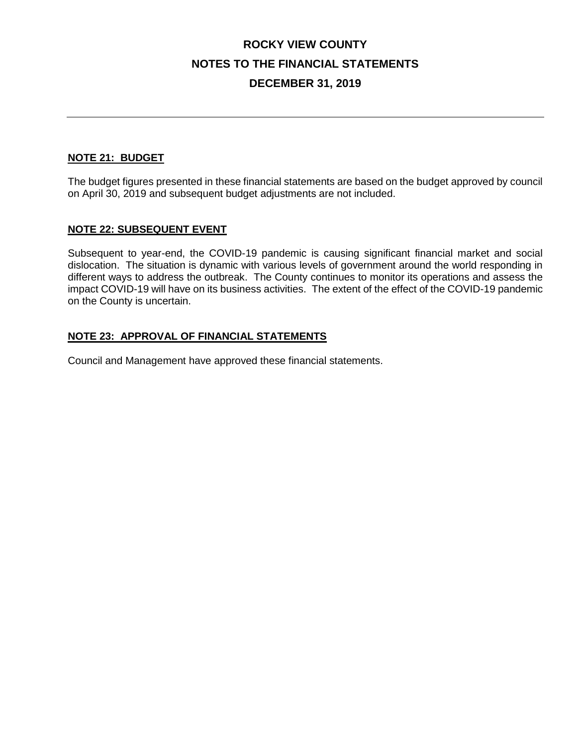# ROCKY VIEW COUNTY

# NOTES TO THE FINANCIAL STATEMENTS

# DECEMBER 31, 2019

---

## NOTE 21: BUDGET

The budget figures presented in these financial statements are based on the budget approved by council on April 30, 2019 and subsequent budget adjustments are not included.

## NOTE 22: SUBSEQUENT EVENT

Subsequent to year-end, the COVID-19 pandemic is causing significant financial market and social dislocation. The situation is dynamic with various levels of government around the world responding in different ways to address the outbreak. The County continues to monitor its operations and assess the impact COVID-19 will have on its business activities. The extent of the effect of the COVID-19 pandemic on the County is uncertain.

## NOTE 23: APPROVAL OF FINANCIAL STATEMENTS

Council and Management have approved these financial statements.